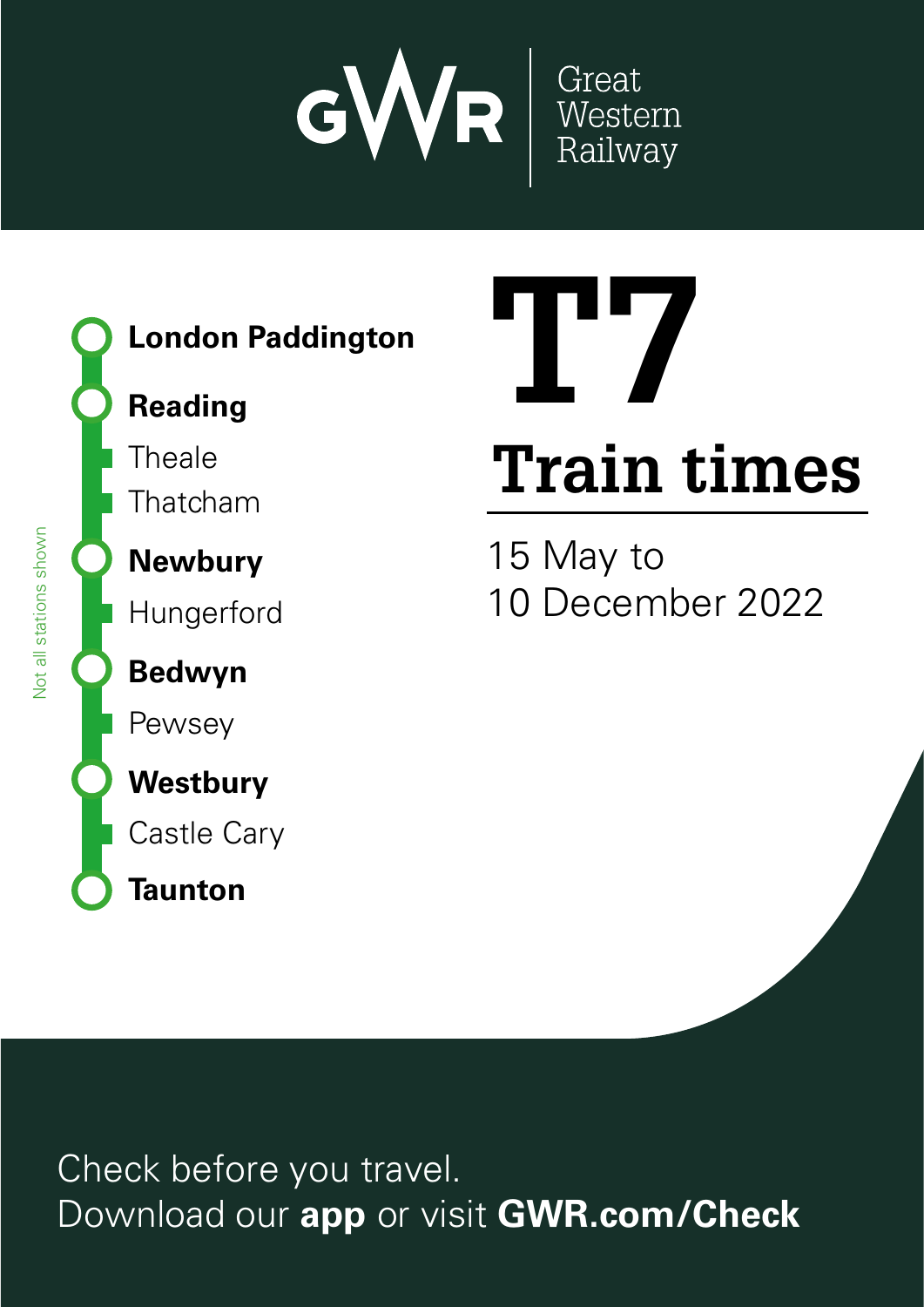Great Western Railway

# T7

## Train times

15 May to
10 December 2022

*Not all stations shown*

- **London Paddington**
- **Reading**
- Theale
- Thatcham
- **Newbury**
- Hungerford
- **Bedwyn**
- Pewsey
- **Westbury**
- Castle Cary
- **Taunton**

Check before you travel.
Download our **app** or visit **GWR.com/Check**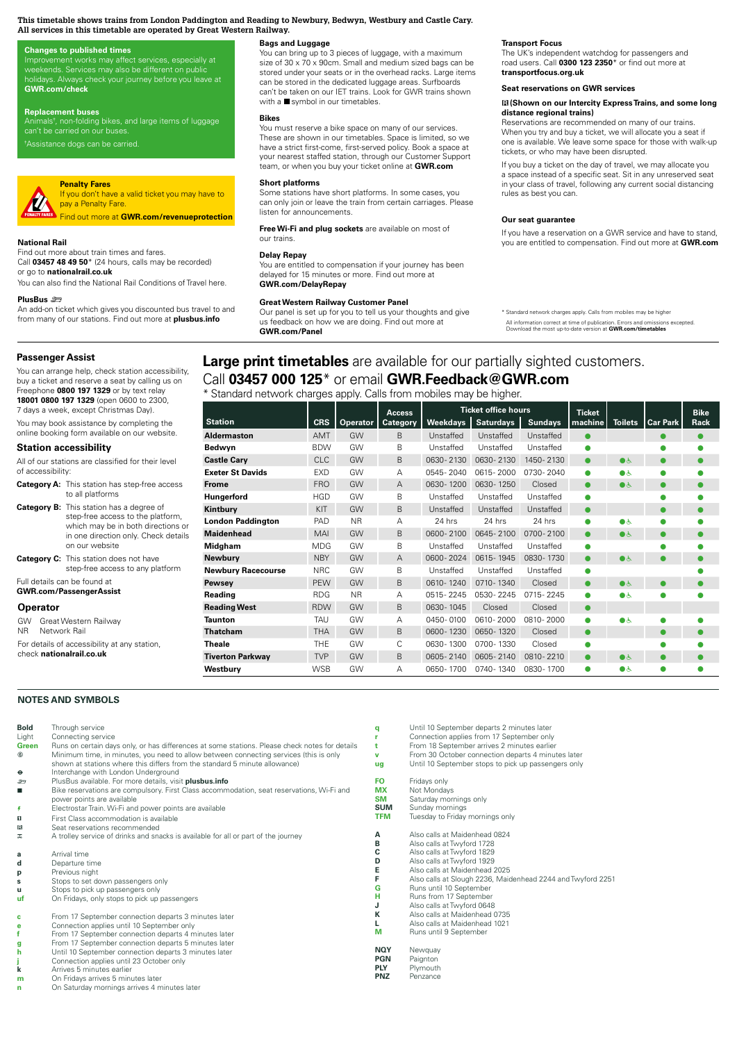This timetable shows trains from London Paddington and Reading to Newbury, Bedwyn, Westbury and Castle Cary.
All services in this timetable are operated by Great Western Railway.

**Changes to published times**

Improvement works may affect services, especially at weekends. Services may also be different on public holidays. Always check your journey before you leave at **GWR.com/check**

**Replacement buses**

Animals†, non-folding bikes, and large items of luggage can't be carried on our buses.

†Assistance dogs can be carried.

**Penalty Fares**

If you don't have a valid ticket you may have to pay a Penalty Fare.

Find out more at **GWR.com/revenueprotection**

**National Rail**

Find out more about train times and fares.
Call **03457 48 49 50*** (24 hours, calls may be recorded) or go to **nationalrail.co.uk**

You can also find the National Rail Conditions of Travel here.

**PlusBus**

An add-on ticket which gives you discounted bus travel to and from many of our stations. Find out more at **plusbus.info**

**Bags and Luggage**

You can bring up to 3 pieces of luggage, with a maximum size of 30 x 70 x 90cm. Small and medium sized bags can be stored under your seats or in the overhead racks. Large items can be stored in the dedicated luggage areas. Surfboards can't be taken on our IET trains. Look for GWR trains shown with a ■ symbol in our timetables.

**Bikes**

You must reserve a bike space on many of our services. These are shown in our timetables. Space is limited, so we have a strict first-come, first-served policy. Book a space at your nearest staffed station, through our Customer Support team, or when you buy your ticket online at **GWR.com**

**Short platforms**

Some stations have short platforms. In some cases, you can only join or leave the train from certain carriages. Please listen for announcements.

**Free Wi-Fi and plug sockets** are available on most of our trains.

**Delay Repay**

You are entitled to compensation if your journey has been delayed for 15 minutes or more. Find out more at **GWR.com/DelayRepay**

**Great Western Railway Customer Panel**

Our panel is set up for you to tell us your thoughts and give us feedback on how we are doing. Find out more at **GWR.com/Panel**

**Transport Focus**

The UK's independent watchdog for passengers and road users. Call **0300 123 2350*** or find out more at **transportfocus.org.uk**

**Seat reservations on GWR services**

**(Shown on our Intercity Express Trains, and some long distance regional trains)**

Reservations are recommended on many of our trains. When you try and buy a ticket, we will allocate you a seat if one is available. We leave some space for those with walk-up tickets, or who may have been disrupted.

If you buy a ticket on the day of travel, we may allocate you a space instead of a specific seat. Sit in any unreserved seat in your class of travel, following any current social distancing rules as best you can.

**Our seat guarantee**

If you have a reservation on a GWR service and have to stand, you are entitled to compensation. Find out more at **GWR.com**

\* Standard network charges apply. Calls from mobiles may be higher

All information correct at time of publication. Errors and omissions excepted. Download the most up-to-date version at **GWR.com/timetables**

## Passenger Assist

You can arrange help, check station accessibility, buy a ticket and reserve a seat by calling us on Freephone **0800 197 1329** or by text relay **18001 0800 197 1329** (open 0600 to 2300, 7 days a week, except Christmas Day).

You may book assistance by completing the online booking form available on our website.

## Station accessibility

All of our stations are classified for their level of accessibility:

**Category A:** This station has step-free access to all platforms

**Category B:** This station has a degree of step-free access to the platform, which may be in both directions or in one direction only. Check details on our website

**Category C:** This station does not have step-free access to any platform

Full details can be found at **GWR.com/PassengerAssist**

## Operator

GW Great Western Railway
NR Network Rail

For details of accessibility at any station, check **nationalrail.co.uk**

**Large print timetables** are available for our partially sighted customers. Call **03457 000 125*** or email **GWR.Feedback@GWR.com**

\* Standard network charges apply. Calls from mobiles may be higher.

| Station | CRS | Operator | Access Category | Ticket office hours | | | Ticket machine | Toilets | Car Park | Bike Rack |
|---|---|---|---|---|---|---|---|---|---|---|
| | | | | Weekdays | Saturdays | Sundays | | | | |
| **Aldermaston** | AMT | GW | B | Unstaffed | Unstaffed | Unstaffed | ● | | ● | ● |
| **Bedwyn** | BDW | GW | B | Unstaffed | Unstaffed | Unstaffed | ● | | ● | ● |
| **Castle Cary** | CLC | GW | B | 0630-2130 | 0630-2130 | 1450-2130 | ● | ● ♿ | ● | ● |
| **Exeter St Davids** | EXD | GW | A | 0545-2040 | 0615-2000 | 0730-2040 | ● | ● ♿ | ● | ● |
| **Frome** | FRO | GW | A | 0630-1200 | 0630-1250 | Closed | ● | ● ♿ | ● | ● |
| **Hungerford** | HGD | GW | B | Unstaffed | Unstaffed | Unstaffed | ● | | ● | ● |
| **Kintbury** | KIT | GW | B | Unstaffed | Unstaffed | Unstaffed | ● | | ● | ● |
| **London Paddington** | PAD | NR | A | 24 hrs | 24 hrs | 24 hrs | ● | ● ♿ | ● | ● |
| **Maidenhead** | MAI | GW | B | 0600-2100 | 0645-2100 | 0700-2100 | ● | ● ♿ | ● | ● |
| **Midgham** | MDG | GW | B | Unstaffed | Unstaffed | Unstaffed | ● | | ● | ● |
| **Newbury** | NBY | GW | A | 0600-2024 | 0615-1945 | 0830-1730 | ● | ● ♿ | ● | ● |
| **Newbury Racecourse** | NRC | GW | B | Unstaffed | Unstaffed | Unstaffed | ● | | | ● |
| **Pewsey** | PEW | GW | B | 0610-1240 | 0710-1340 | Closed | ● | ● ♿ | ● | ● |
| **Reading** | RDG | NR | A | 0515-2245 | 0530-2245 | 0715-2245 | ● | ● ♿ | ● | ● |
| **Reading West** | RDW | GW | B | 0630-1045 | Closed | Closed | ● | | | |
| **Taunton** | TAU | GW | A | 0450-0100 | 0610-2000 | 0810-2000 | ● | ● ♿ | ● | ● |
| **Thatcham** | THA | GW | B | 0600-1230 | 0650-1320 | Closed | ● | | ● | ● |
| **Theale** | THE | GW | C | 0630-1300 | 0700-1330 | Closed | ● | | ● | ● |
| **Tiverton Parkway** | TVP | GW | B | 0605-2140 | 0605-2140 | 0810-2210 | ● | ● ♿ | ● | ● |
| **Westbury** | WSB | GW | A | 0650-1700 | 0740-1340 | 0830-1700 | ● | ● ♿ | ● | ● |

## NOTES AND SYMBOLS

| Symbol | Meaning |
|---|---|
| **Bold** | Through service |
| Light | Connecting service |
| **Green** | Runs on certain days only, or has differences at some stations. Please check notes for details |
| ⑤ | Minimum time, in minutes, you need to allow between connecting services (this is only shown at stations where this differs from the standard 5 minute allowance) |
| ⊖ | Interchange with London Underground |
| PlusBus | PlusBus available. For more details, visit **plusbus.info** |
| ■ | Bike reservations are compulsory. First Class accommodation, seat reservations, Wi-Fi and power points are available |
| ⚡ | Electrostar Train. Wi-Fi and power points are available |
| 1 | First Class accommodation is available |
| R | Seat reservations recommended |
| ☕ | A trolley service of drinks and snacks is available for all or part of the journey |
| **a** | Arrival time |
| **d** | Departure time |
| **p** | Previous night |
| **s** | Stops to set down passengers only |
| **u** | Stops to pick up passengers only |
| **uf** | On Fridays, only stops to pick up passengers |
| **c** | From 17 September connection departs 3 minutes later |
| **e** | Connection applies until 10 September only |
| **f** | From 17 September connection departs 4 minutes later |
| **g** | From 17 September connection departs 5 minutes later |
| **h** | Until 10 September connection departs 3 minutes later |
| **j** | Connection applies until 23 October only |
| **k** | Arrives 5 minutes earlier |
| **m** | On Fridays arrives 5 minutes later |
| **n** | On Saturday mornings arrives 4 minutes later |
| **q** | Until 10 September departs 2 minutes later |
| **r** | Connection applies from 17 September only |
| **t** | From 18 September arrives 2 minutes earlier |
| **v** | From 30 October connection departs 4 minutes later |
| **ug** | Until 10 September stops to pick up passengers only |
| **FO** | Fridays only |
| **MX** | Not Mondays |
| **SM** | Saturday mornings only |
| **SUM** | Sunday mornings |
| **TFM** | Tuesday to Friday mornings only |
| **A** | Also calls at Maidenhead 0824 |
| **B** | Also calls at Twyford 1728 |
| **C** | Also calls at Twyford 1829 |
| **D** | Also calls at Twyford 1929 |
| **E** | Also calls at Maidenhead 2025 |
| **F** | Also calls at Slough 2236, Maidenhead 2244 and Twyford 2251 |
| **G** | Runs until 10 September |
| **H** | Runs from 17 September |
| **J** | Also calls at Twyford 0648 |
| **K** | Also calls at Maidenhead 0735 |
| **L** | Also calls at Maidenhead 1021 |
| **M** | Runs until 9 September |
| **NQY** | Newquay |
| **PGN** | Paignton |
| **PLY** | Plymouth |
| **PNZ** | Penzance |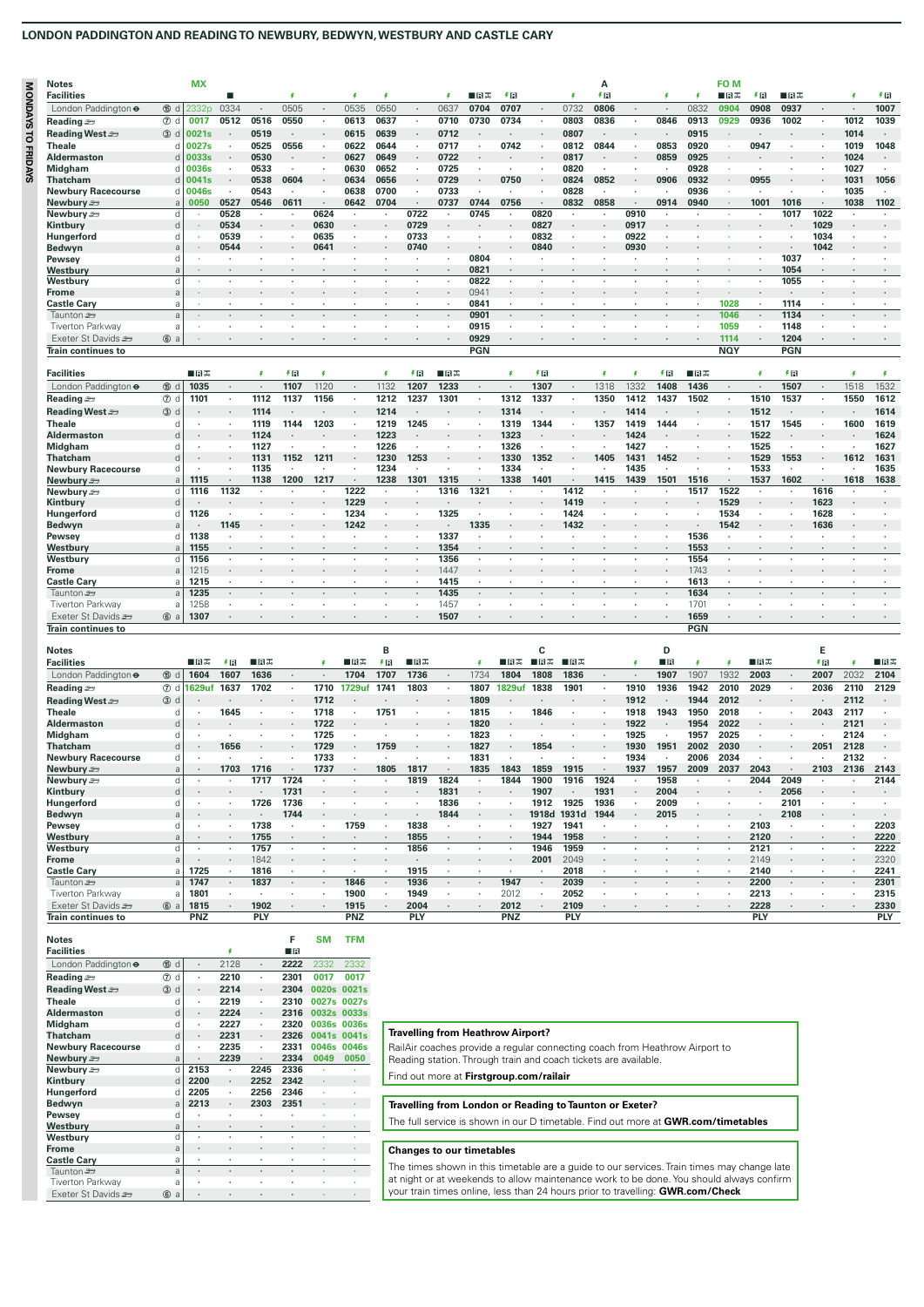# LONDON PADDINGTON AND READING TO NEWBURY, BEDWYN, WESTBURY AND CASTLE CARY

**MONDAYS TO FRIDAYS**

| Notes | | | MX | | | | | | | | | | | | | A | | | | FO M | | | | | |
|---|---|---|---|---|---|---|---|---|---|---|---|---|---|---|---|---|---|---|---|---|---|---|---|---|---|
| **Facilities** | | | | ■ | | ⚡ | | ⚡ | ⚡ | | ⚡ | ■R✕ | ⚡R | | ⚡ | ⚡R | | ⚡ | ⚡ | ■R✕ | ⚡R | ■R✕ | | ⚡ | ⚡R |
| London Paddington ⊖ | ⑮ | d | 2332p | 0334 | . | 0505 | . | 0535 | 0550 | . | 0637 | 0704 | 0707 | . | 0732 | 0806 | . | . | 0832 | 0904 | 0908 | 0937 | . | . | 1007 |
| **Reading** | ⑦ | d | 0017 | 0512 | 0516 | 0550 | . | 0613 | 0637 | . | 0710 | 0730 | 0734 | . | 0803 | 0836 | . | 0846 | 0913 | 0929 | 0936 | 1002 | . | 1012 | 1039 |
| **Reading West** | ③ | d | 0021s | . | 0519 | . | . | 0615 | 0639 | . | 0712 | . | . | . | 0807 | . | . | . | 0915 | . | . | . | . | 1014 | . |
| **Theale** | | d | 0027s | . | 0525 | 0556 | . | 0622 | 0644 | . | 0717 | . | 0742 | . | 0812 | 0844 | . | 0853 | 0920 | . | 0947 | . | . | 1019 | 1048 |
| **Aldermaston** | | d | 0033s | . | 0530 | . | . | 0627 | 0649 | . | 0722 | . | . | . | 0817 | . | . | 0859 | 0925 | . | . | . | . | 1024 | . |
| **Midgham** | | d | 0036s | . | 0533 | . | . | 0630 | 0652 | . | 0725 | . | . | . | 0820 | . | . | . | 0928 | . | . | . | . | 1027 | . |
| **Thatcham** | | d | 0041s | . | 0538 | 0604 | . | 0634 | 0656 | . | 0729 | . | 0750 | . | 0824 | 0852 | . | 0906 | 0932 | . | 0955 | . | . | 1031 | 1056 |
| **Newbury Racecourse** | | d | 0046s | . | 0543 | . | . | 0638 | 0700 | . | 0733 | . | . | . | 0828 | . | . | . | 0936 | . | . | . | . | 1035 | . |
| **Newbury** | | a | 0050 | 0527 | 0546 | 0611 | . | 0642 | 0704 | . | 0737 | 0744 | 0756 | . | 0832 | 0858 | . | 0914 | 0940 | . | 1001 | 1016 | . | 1038 | 1102 |
| **Newbury** | | d | . | 0528 | . | . | 0624 | . | . | 0722 | . | 0745 | . | 0820 | . | . | 0910 | . | . | . | . | 1017 | 1022 | . | . |
| **Kintbury** | | d | . | 0534 | . | . | 0630 | . | . | 0729 | . | . | . | 0827 | . | . | 0917 | . | . | . | . | . | 1029 | . | . |
| **Hungerford** | | d | . | 0539 | . | . | 0635 | . | . | 0733 | . | . | . | 0832 | . | . | 0922 | . | . | . | . | . | 1034 | . | . |
| **Bedwyn** | | a | . | 0544 | . | . | 0641 | . | . | 0740 | . | . | . | 0840 | . | . | 0930 | . | . | . | . | . | 1042 | . | . |
| **Pewsey** | | d | . | . | . | . | . | . | . | . | . | 0804 | . | . | . | . | . | . | . | . | . | 1037 | . | . | . |
| **Westbury** | | a | . | . | . | . | . | . | . | . | . | 0821 | . | . | . | . | . | . | . | . | . | 1054 | . | . | . |
| **Westbury** | | d | . | . | . | . | . | . | . | . | . | 0822 | . | . | . | . | . | . | . | . | . | 1055 | . | . | . |
| **Frome** | | a | . | . | . | . | . | . | . | . | . | 0941 | . | . | . | . | . | . | . | . | . | . | . | . | . |
| **Castle Cary** | | a | . | . | . | . | . | . | . | . | . | 0841 | . | . | . | . | . | . | . | 1028 | . | 1114 | . | . | . |
| Taunton | | a | . | . | . | . | . | . | . | . | . | 0901 | . | . | . | . | . | . | . | 1046 | . | 1134 | . | . | . |
| Tiverton Parkway | | a | . | . | . | . | . | . | . | . | . | 0915 | . | . | . | . | . | . | . | 1059 | . | 1148 | . | . | . |
| Exeter St Davids | ⑥ | a | . | . | . | . | . | . | . | . | . | 0929 | . | . | . | . | . | . | . | 1114 | . | 1204 | . | . | . |
| **Train continues to** | | | | | | | | | | | | PGN | | | | | | | | NQY | | PGN | | | |

| **Facilities** | | | ■R✕ | | ⚡ | ⚡R | ⚡ | | ⚡ | ⚡R | ■R✕ | | ⚡ | ⚡R | | ⚡ | ⚡ | ⚡R | ■R✕ | | ⚡ | ⚡R | | ⚡ | ⚡ |
|---|---|---|---|---|---|---|---|---|---|---|---|---|---|---|---|---|---|---|---|---|---|---|---|---|---|
| London Paddington ⊖ | ⑮ | d | 1035 | . | . | 1107 | 1120 | . | 1132 | 1207 | 1233 | . | . | 1307 | . | 1318 | 1332 | 1408 | 1436 | . | . | 1507 | . | 1518 | 1532 |
| **Reading** | ⑦ | d | 1101 | . | 1112 | 1137 | 1156 | . | 1212 | 1237 | 1301 | . | 1312 | 1337 | . | 1350 | 1412 | 1437 | 1502 | . | 1510 | 1537 | . | 1550 | 1612 |
| **Reading West** | ③ | d | . | . | 1114 | . | . | . | 1214 | . | . | . | 1314 | . | . | . | 1414 | . | . | . | 1512 | . | . | . | 1614 |
| **Theale** | | d | . | . | 1119 | 1144 | 1203 | . | 1219 | 1245 | . | . | 1319 | 1344 | . | 1357 | 1419 | 1444 | . | . | 1517 | 1545 | . | 1600 | 1619 |
| **Aldermaston** | | d | . | . | 1124 | . | . | . | 1223 | . | . | . | 1323 | . | . | . | 1424 | . | . | . | 1522 | . | . | . | 1624 |
| **Midgham** | | d | . | . | 1127 | . | . | . | 1226 | . | . | . | 1326 | . | . | . | 1427 | . | . | . | 1525 | . | . | . | 1627 |
| **Thatcham** | | d | . | . | 1131 | 1152 | 1211 | . | 1230 | 1253 | . | . | 1330 | 1352 | . | 1405 | 1431 | 1452 | . | . | 1529 | 1553 | . | 1612 | 1631 |
| **Newbury Racecourse** | | d | . | . | 1135 | . | . | . | 1234 | . | . | . | 1334 | . | . | . | 1435 | . | . | . | 1533 | . | . | . | 1635 |
| **Newbury** | | a | 1115 | . | 1138 | 1200 | 1217 | . | 1238 | 1301 | 1315 | . | 1338 | 1401 | . | 1415 | 1439 | 1501 | 1516 | . | 1537 | 1602 | . | 1618 | 1638 |
| **Newbury** | | d | 1116 | 1132 | . | . | . | 1222 | . | . | 1316 | 1321 | . | . | 1412 | . | . | . | 1517 | 1522 | . | . | 1616 | . | . |
| **Kintbury** | | d | . | . | . | . | . | 1229 | . | . | . | . | . | . | 1419 | . | . | . | . | 1529 | . | . | 1623 | . | . |
| **Hungerford** | | d | 1126 | . | . | . | . | 1234 | . | . | 1325 | . | . | . | 1424 | . | . | . | . | 1534 | . | . | 1628 | . | . |
| **Bedwyn** | | a | . | 1145 | . | . | . | 1242 | . | . | . | 1335 | . | . | 1432 | . | . | . | . | 1542 | . | . | 1636 | . | . |
| **Pewsey** | | d | 1138 | . | . | . | . | . | . | . | 1337 | . | . | . | . | . | . | . | 1536 | . | . | . | . | . | . |
| **Westbury** | | a | 1155 | . | . | . | . | . | . | . | 1354 | . | . | . | . | . | . | . | 1553 | . | . | . | . | . | . |
| **Westbury** | | d | 1156 | . | . | . | . | . | . | . | 1356 | . | . | . | . | . | . | . | 1554 | . | . | . | . | . | . |
| **Frome** | | a | 1215 | . | . | . | . | . | . | . | 1447 | . | . | . | . | . | . | . | 1743 | . | . | . | . | . | . |
| **Castle Cary** | | a | 1215 | . | . | . | . | . | . | . | 1415 | . | . | . | . | . | . | . | 1613 | . | . | . | . | . | . |
| Taunton | | a | 1235 | . | . | . | . | . | . | . | 1435 | . | . | . | . | . | . | . | 1634 | . | . | . | . | . | . |
| Tiverton Parkway | | a | 1258 | . | . | . | . | . | . | . | 1457 | . | . | . | . | . | . | . | 1701 | . | . | . | . | . | . |
| Exeter St Davids | ⑥ | a | 1307 | . | . | . | . | . | . | . | 1507 | . | . | . | . | . | . | . | 1659 | . | . | . | . | . | . |
| **Train continues to** | | | | | | | | | | | | | | | | | | | PGN | | | | | | |

| Notes | | | | | | | | | B | | | | | C | | | | D | | | | | E | | |
|---|---|---|---|---|---|---|---|---|---|---|---|---|---|---|---|---|---|---|---|---|---|---|---|---|---|
| **Facilities** | | | ■R✕ | ⚡R | ■R✕ | | ⚡ | ■R✕ | ⚡R | ■R✕ | | ⚡ | ■R✕ | ■R✕ | ■R✕ | | ⚡ | ■R | ⚡ | ⚡ | ■R✕ | | ⚡R | ⚡ | ■R✕ |
| London Paddington ⊖ | ⑮ | d | 1604 | 1607 | 1636 | . | . | 1704 | 1707 | 1736 | . | 1734 | 1804 | 1808 | 1836 | . | . | 1907 | 1907 | 1932 | 2003 | . | 2007 | 2032 | 2104 |
| **Reading** | ⑦ | d | 1629uf | 1637 | 1702 | . | 1710 | 1729uf | 1741 | 1803 | . | 1807 | 1829uf | 1838 | 1901 | . | 1910 | 1936 | 1942 | 2010 | 2029 | . | 2036 | 2110 | 2129 |
| **Reading West** | ③ | d | . | . | . | . | 1712 | . | . | . | . | 1809 | . | . | . | . | 1912 | . | 1944 | 2012 | . | . | . | 2112 | . |
| **Theale** | | d | . | 1645 | . | . | 1718 | . | 1751 | . | . | 1815 | . | 1846 | . | . | 1918 | 1943 | 1950 | 2018 | . | . | 2043 | 2117 | . |
| **Aldermaston** | | d | . | . | . | . | 1722 | . | . | . | . | 1820 | . | . | . | . | 1922 | . | 1954 | 2022 | . | . | . | 2121 | . |
| **Midgham** | | d | . | . | . | . | 1725 | . | . | . | . | 1823 | . | . | . | . | 1925 | . | 1957 | 2025 | . | . | . | 2124 | . |
| **Thatcham** | | d | . | 1656 | . | . | 1729 | . | 1759 | . | . | 1827 | . | 1854 | . | . | 1930 | 1951 | 2002 | 2030 | . | . | 2051 | 2128 | . |
| **Newbury Racecourse** | | d | . | . | . | . | 1733 | . | . | . | . | 1831 | . | . | . | . | 1934 | . | 2006 | 2034 | . | . | . | 2132 | . |
| **Newbury** | | a | . | 1703 | 1716 | . | 1737 | . | 1805 | 1817 | . | 1835 | 1843 | 1859 | 1915 | . | 1937 | 1957 | 2009 | 2037 | 2043 | . | 2103 | 2136 | 2143 |
| **Newbury** | | d | . | . | 1717 | 1724 | . | . | . | 1819 | 1824 | . | 1844 | 1900 | 1916 | 1924 | . | 1958 | . | . | 2044 | 2049 | . | . | 2144 |
| **Kintbury** | | d | . | . | . | 1731 | . | . | . | . | 1831 | . | . | 1907 | . | 1931 | . | 2004 | . | . | . | 2056 | . | . | . |
| **Hungerford** | | d | . | . | 1726 | 1736 | . | . | . | . | 1836 | . | . | 1912 | 1925 | 1936 | . | 2009 | . | . | . | 2101 | . | . | . |
| **Bedwyn** | | a | . | . | . | 1744 | . | . | . | . | 1844 | . | . | 1918d | 1931d | 1944 | . | 2015 | . | . | . | 2108 | . | . | . |
| **Pewsey** | | d | . | . | 1738 | . | . | 1759 | . | 1838 | . | . | . | 1927 | 1941 | . | . | . | . | . | 2103 | . | . | . | 2203 |
| **Westbury** | | a | . | . | 1755 | . | . | . | . | 1855 | . | . | . | 1944 | 1958 | . | . | . | . | . | 2120 | . | . | . | 2220 |
| **Westbury** | | d | . | . | 1757 | . | . | . | . | 1856 | . | . | . | 1946 | 1959 | . | . | . | . | . | 2121 | . | . | . | 2222 |
| **Frome** | | a | . | . | 1842 | . | . | . | . | . | . | . | . | 2001 | 2049 | . | . | . | . | . | 2149 | . | . | . | 2320 |
| **Castle Cary** | | a | 1725 | . | 1816 | . | . | . | . | 1915 | . | . | . | . | 2018 | . | . | . | . | . | 2140 | . | . | . | 2241 |
| Taunton | | a | 1747 | . | 1837 | . | . | 1846 | . | 1936 | . | . | 1947 | . | 2039 | . | . | . | . | . | 2200 | . | . | . | 2301 |
| Tiverton Parkway | | a | 1801 | . | . | . | . | 1900 | . | 1949 | . | . | 2012 | . | 2052 | . | . | . | . | . | 2213 | . | . | . | 2315 |
| Exeter St Davids | ⑥ | a | 1815 | . | 1902 | . | . | 1915 | . | 2004 | . | . | 2012 | . | 2109 | . | . | . | . | . | 2228 | . | . | . | 2330 |
| **Train continues to** | | | PNZ | | PLY | | | PNZ | | PLY | | | PNZ | | PLY | | | | | | PLY | | | | PLY |

| Notes | | | | | | F | SM | TFM |
|---|---|---|---|---|---|---|---|---|
| **Facilities** | | | | ⚡ | | ■R | | |
| London Paddington ⊖ | ⑮ | d | . | 2128 | . | 2222 | 2332 | 2332 |
| **Reading** | ⑦ | d | . | 2210 | . | 2301 | 0017 | 0017 |
| **Reading West** | ③ | d | . | 2214 | . | 2304 | 0020s | 0021s |
| **Theale** | | d | . | 2219 | . | 2310 | 0027s | 0027s |
| **Aldermaston** | | d | . | 2224 | . | 2316 | 0032s | 0033s |
| **Midgham** | | d | . | 2227 | . | 2320 | 0036s | 0036s |
| **Thatcham** | | d | . | 2231 | . | 2326 | 0041s | 0041s |
| **Newbury Racecourse** | | d | . | 2235 | . | 2331 | 0046s | 0046s |
| **Newbury** | | a | . | 2239 | . | 2334 | 0049 | 0050 |
| **Newbury** | | d | 2153 | . | 2245 | 2336 | . | . |
| **Kintbury** | | d | 2200 | . | 2252 | 2342 | . | . |
| **Hungerford** | | d | 2205 | . | 2256 | 2346 | . | . |
| **Bedwyn** | | a | 2213 | . | 2303 | 2351 | . | . |
| **Pewsey** | | d | . | . | . | . | . | . |
| **Westbury** | | a | . | . | . | . | . | . |
| **Westbury** | | d | . | . | . | . | . | . |
| **Frome** | | a | . | . | . | . | . | . |
| **Castle Cary** | | a | . | . | . | . | . | . |
| Taunton | | a | . | . | . | . | . | . |
| Tiverton Parkway | | a | . | . | . | . | . | . |
| Exeter St Davids | ⑥ | a | . | . | . | . | . | . |

**Travelling from Heathrow Airport?**

RailAir coaches provide a regular connecting coach from Heathrow Airport to Reading station. Through train and coach tickets are available.

Find out more at **Firstgroup.com/railair**

**Travelling from London or Reading to Taunton or Exeter?**

The full service is shown in our D timetable. Find out more at **GWR.com/timetables**

**Changes to our timetables**

The times shown in this timetable are a guide to our services. Train times may change late at night or at weekends to allow maintenance work to be done. You should always confirm your train times online, less than 24 hours prior to travelling: **GWR.com/Check**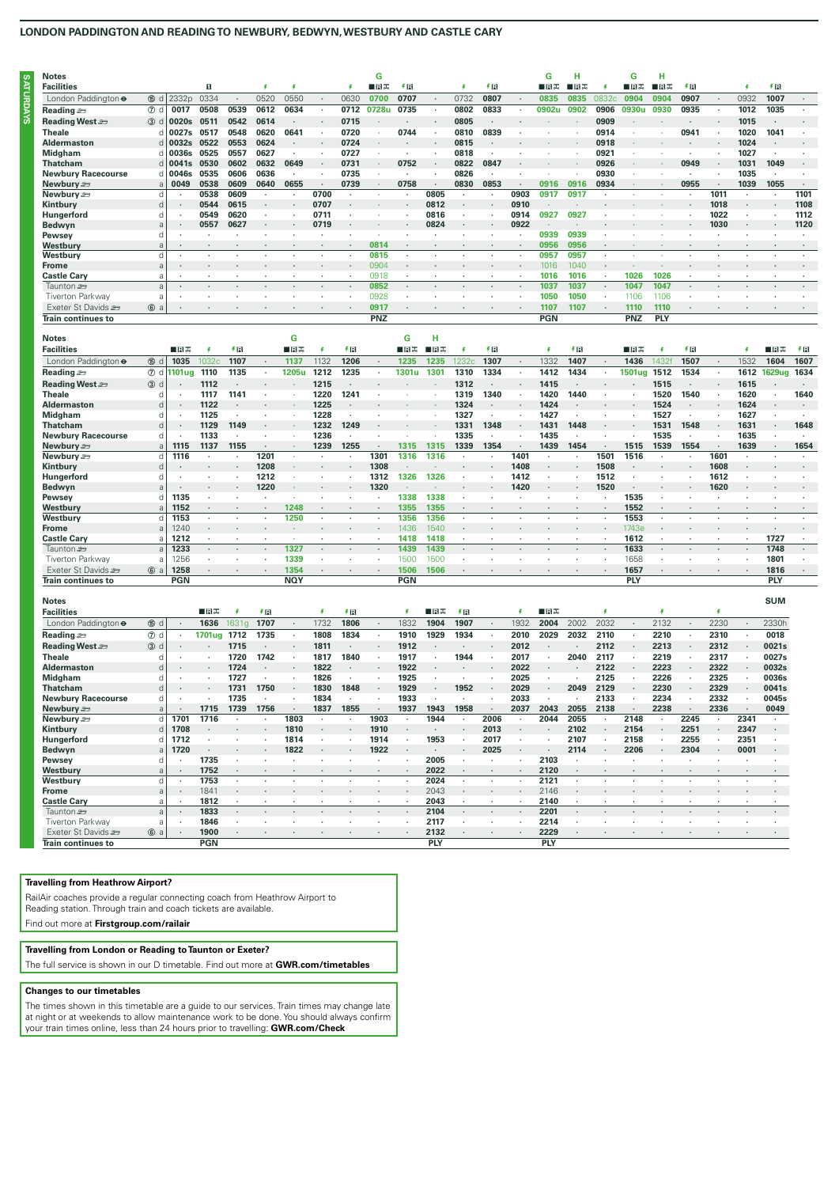## LONDON PADDINGTON AND READING TO NEWBURY, BEDWYN, WESTBURY AND CASTLE CARY

**SATURDAYS**

| Notes | | | | | | | | | G | | | | | | G | H | | G | H | | | | | |
|---|---|---|---|---|---|---|---|---|---|---|---|---|---|---|---|---|---|---|---|---|---|---|---|---|
| Facilities | | | 1 | | ⚡ | ⚡ | | ⚡ | ■R☕ | ⚡R | | ⚡ | ⚡R | | ■R☕ | ■R☕ | ⚡ | ■R☕ | ■R☕ | ⚡R | | ⚡ | ⚡R | |
| London Paddington ⊖ | ⑮ d | 2332p | 0334 | · | 0520 | 0550 | · | 0630 | 0700 | 0707 | · | 0732 | 0807 | · | 0835 | 0835 | 0832c | 0904 | 0904 | 0907 | · | 0932 | 1007 | · |
| Reading | ⑦ d | 0017 | 0508 | 0539 | 0612 | 0634 | · | 0712 | 0728u | 0735 | · | 0802 | 0833 | · | 0902u | 0902 | 0906 | 0930u | 0930 | 0935 | · | 1012 | 1035 | · |
| Reading West | ③ d | 0020s | 0511 | 0542 | 0614 | · | · | 0715 | · | · | · | 0805 | · | · | · | · | 0909 | · | · | · | · | 1015 | · | · |
| Theale | d | 0027s | 0517 | 0548 | 0620 | 0641 | · | 0720 | · | 0744 | · | 0810 | 0839 | · | · | · | 0914 | · | · | 0941 | · | 1020 | 1041 | · |
| Aldermaston | d | 0032s | 0522 | 0553 | 0624 | · | · | 0724 | · | · | · | 0815 | · | · | · | · | 0918 | · | · | · | · | 1024 | · | · |
| Midgham | d | 0036s | 0525 | 0557 | 0627 | · | · | 0727 | · | · | · | 0818 | · | · | · | · | 0921 | · | · | · | · | 1027 | · | · |
| Thatcham | d | 0041s | 0530 | 0602 | 0632 | 0649 | · | 0731 | · | 0752 | · | 0822 | 0847 | · | · | · | 0926 | · | · | 0949 | · | 1031 | 1049 | · |
| Newbury Racecourse | d | 0046s | 0535 | 0606 | 0636 | · | · | 0735 | · | · | · | 0826 | · | · | · | · | 0930 | · | · | · | · | 1035 | · | · |
| Newbury | a | 0049 | 0538 | 0609 | 0640 | 0655 | · | 0739 | · | 0758 | · | 0830 | 0853 | · | 0916 | 0916 | 0934 | · | · | 0955 | · | 1039 | 1055 | · |
| Newbury | d | · | 0538 | 0609 | · | · | 0700 | · | · | · | 0805 | · | · | 0903 | 0917 | 0917 | · | · | · | · | 1011 | · | · | 1101 |
| Kintbury | d | · | 0544 | 0615 | · | · | 0707 | · | · | · | 0812 | · | · | 0910 | · | · | · | · | · | · | 1018 | · | · | 1108 |
| Hungerford | d | · | 0549 | 0620 | · | · | 0711 | · | · | · | 0816 | · | · | 0914 | 0927 | 0927 | · | · | · | · | 1022 | · | · | 1112 |
| Bedwyn | a | · | 0557 | 0627 | · | · | 0719 | · | · | · | 0824 | · | · | 0922 | · | · | · | · | · | · | 1030 | · | · | 1120 |
| Pewsey | d | · | · | · | · | · | · | · | · | · | · | · | · | · | 0939 | 0939 | · | · | · | · | · | · | · | · |
| Westbury | a | · | · | · | · | · | · | · | 0814 | · | · | · | · | · | 0956 | 0956 | · | · | · | · | · | · | · | · |
| Westbury | d | · | · | · | · | · | · | · | 0815 | · | · | · | · | · | 0957 | 0957 | · | · | · | · | · | · | · | · |
| Frome | a | · | · | · | · | · | · | · | 0904 | · | · | · | · | · | 1016 | 1040 | · | · | · | · | · | · | · | · |
| Castle Cary | a | · | · | · | · | · | · | · | 0918 | · | · | · | · | · | 1016 | 1016 | · | 1026 | 1026 | · | · | · | · | · |
| Taunton | a | · | · | · | · | · | · | · | 0852 | · | · | · | · | · | 1037 | 1037 | · | 1047 | 1047 | · | · | · | · | · |
| Tiverton Parkway | a | · | · | · | · | · | · | · | 0928 | · | · | · | · | · | 1050 | 1050 | · | 1106 | 1106 | · | · | · | · | · |
| Exeter St Davids | ⑥ a | · | · | · | · | · | · | · | 0917 | · | · | · | · | · | 1107 | 1107 | · | 1110 | 1110 | · | · | · | · | · |
| Train continues to | | | | | | | | | PNZ | | | | | | PGN | | | PNZ | PLY | | | | | |

| Notes | | | | | | G | | | | G | H | | | | | | | | | | | | | |
|---|---|---|---|---|---|---|---|---|---|---|---|---|---|---|---|---|---|---|---|---|---|---|---|---|
| Facilities | | ■R☕ | ⚡ | ⚡R | | ■R☕ | ⚡ | ⚡R | | ■R☕ | ■R☕ | ⚡ | ⚡R | | ⚡ | ⚡R | | ■R☕ | ⚡ | ⚡R | | ⚡ | ■R☕ | ⚡R |
| London Paddington ⊖ | ⑮ d | 1035 | 1032c | 1107 | · | 1137 | 1132 | 1206 | · | 1235 | 1235 | 1232c | 1307 | · | 1332 | 1407 | · | 1436 | 1432f | 1507 | · | 1532 | 1604 | 1607 |
| Reading | ⑦ d | 1101ug | 1110 | 1135 | · | 1205u | 1212 | 1235 | · | 1301u | 1301 | 1310 | 1334 | · | 1412 | 1434 | · | 1501ug | 1512 | 1534 | · | 1612 | 1629ug | 1634 |
| Reading West | ③ d | · | 1112 | · | · | · | 1215 | · | · | · | · | 1312 | · | · | 1415 | · | · | · | 1515 | · | · | 1615 | · | · |
| Theale | d | · | 1117 | 1141 | · | · | 1220 | 1241 | · | · | · | 1319 | 1340 | · | 1420 | 1440 | · | · | 1520 | 1540 | · | 1620 | · | 1640 |
| Aldermaston | d | · | 1122 | · | · | · | 1225 | · | · | · | · | 1324 | · | · | 1424 | · | · | · | 1524 | · | · | 1624 | · | · |
| Midgham | d | · | 1125 | · | · | · | 1228 | · | · | · | · | 1327 | · | · | 1427 | · | · | · | 1527 | · | · | 1627 | · | · |
| Thatcham | d | · | 1129 | 1149 | · | · | 1232 | 1249 | · | · | · | 1331 | 1348 | · | 1431 | 1448 | · | · | 1531 | 1548 | · | 1631 | · | 1648 |
| Newbury Racecourse | d | · | 1133 | · | · | · | 1236 | · | · | · | · | 1335 | · | · | 1435 | · | · | · | 1535 | · | · | 1635 | · | · |
| Newbury | a | 1115 | 1137 | 1155 | · | · | 1239 | 1255 | · | 1315 | 1315 | 1339 | 1354 | · | 1439 | 1454 | · | 1515 | 1539 | 1554 | · | 1639 | · | 1654 |
| Newbury | d | 1116 | · | · | 1201 | · | · | · | 1301 | 1316 | 1316 | · | · | 1401 | · | · | 1501 | 1516 | · | · | 1601 | · | · | · |
| Kintbury | d | · | · | · | 1208 | · | · | · | 1308 | · | · | · | · | 1408 | · | · | 1508 | · | · | · | 1608 | · | · | · |
| Hungerford | d | · | · | · | 1212 | · | · | · | 1312 | 1326 | 1326 | · | · | 1412 | · | · | 1512 | · | · | · | 1612 | · | · | · |
| Bedwyn | a | · | · | · | 1220 | · | · | · | 1320 | · | · | · | · | 1420 | · | · | 1520 | · | · | · | 1620 | · | · | · |
| Pewsey | d | 1135 | · | · | · | · | · | · | · | 1338 | 1338 | · | · | · | · | · | · | 1535 | · | · | · | · | · | · |
| Westbury | a | 1152 | · | · | · | 1248 | · | · | · | 1355 | 1355 | · | · | · | · | · | · | 1552 | · | · | · | · | · | · |
| Westbury | d | 1153 | · | · | · | 1250 | · | · | · | 1356 | 1356 | · | · | · | · | · | · | 1553 | · | · | · | · | · | · |
| Frome | a | 1240 | · | · | · | · | · | · | · | 1436 | 1540 | · | · | · | · | · | · | 1743e | · | · | · | · | · | · |
| Castle Cary | a | 1212 | · | · | · | · | · | · | · | 1418 | 1418 | · | · | · | · | · | · | 1612 | · | · | · | · | 1727 | · |
| Taunton | a | 1233 | · | · | · | 1327 | · | · | · | 1439 | 1439 | · | · | · | · | · | · | 1633 | · | · | · | · | 1748 | · |
| Tiverton Parkway | a | 1256 | · | · | · | 1339 | · | · | · | 1500 | 1500 | · | · | · | · | · | · | 1658 | · | · | · | · | 1801 | · |
| Exeter St Davids | ⑥ a | 1258 | · | · | · | 1354 | · | · | · | 1506 | 1506 | · | · | · | · | · | · | 1657 | · | · | · | · | 1816 | · |
| Train continues to | | PGN | | | | NQY | | | | PGN | | | | | | | | PLY | | | | | PLY | |

| Notes | | | | | | | | | | | | | | | | | | | | | | | SUM |
|---|---|---|---|---|---|---|---|---|---|---|---|---|---|---|---|---|---|---|---|---|---|---|---|
| Facilities | | | ■R☕ | ⚡ | ⚡R | | ⚡ | ⚡R | | ⚡ | ■R☕ | ⚡R | | ⚡ | ■R☕ | | ⚡ | | ⚡ | | ⚡ | | |
| London Paddington ⊖ | ⑮ d | · | 1636 | 1631g | 1707 | · | 1732 | 1806 | · | 1832 | 1904 | 1907 | · | 1932 | 2004 | 2002 | 2032 | · | 2132 | · | 2230 | · | 2330h |
| Reading | ⑦ d | · | 1701ug | 1712 | 1735 | · | 1808 | 1834 | · | 1910 | 1929 | 1934 | · | 2010 | 2029 | 2032 | 2110 | · | 2210 | · | 2310 | · | 0018 |
| Reading West | ③ d | · | · | 1715 | · | · | 1811 | · | · | 1912 | · | · | · | 2012 | · | · | 2112 | · | 2213 | · | 2312 | · | 0021s |
| Theale | d | · | · | 1720 | 1742 | · | 1817 | 1840 | · | 1917 | · | 1944 | · | 2017 | · | 2040 | 2117 | · | 2219 | · | 2317 | · | 0027s |
| Aldermaston | d | · | · | 1724 | · | · | 1822 | · | · | 1922 | · | · | · | 2022 | · | · | 2122 | · | 2223 | · | 2322 | · | 0032s |
| Midgham | d | · | · | 1727 | · | · | 1826 | · | · | 1925 | · | · | · | 2025 | · | · | 2125 | · | 2226 | · | 2325 | · | 0036s |
| Thatcham | d | · | · | 1731 | 1750 | · | 1830 | 1848 | · | 1929 | · | 1952 | · | 2029 | · | 2049 | 2129 | · | 2230 | · | 2329 | · | 0041s |
| Newbury Racecourse | d | · | · | 1735 | · | · | 1834 | · | · | 1933 | · | · | · | 2033 | · | · | 2133 | · | 2234 | · | 2332 | · | 0045s |
| Newbury | a | · | 1715 | 1739 | 1756 | · | 1837 | 1855 | · | 1937 | 1943 | 1958 | · | 2037 | 2043 | 2055 | 2138 | · | 2238 | · | 2336 | · | 0049 |
| Newbury | d | 1701 | 1716 | · | · | 1803 | · | · | 1903 | · | 1944 | · | 2006 | · | 2044 | 2055 | · | 2148 | · | 2245 | · | 2341 | · |
| Kintbury | d | 1708 | · | · | · | 1810 | · | · | 1910 | · | · | · | 2013 | · | · | 2102 | · | 2154 | · | 2251 | · | 2347 | · |
| Hungerford | d | 1712 | · | · | · | 1814 | · | · | 1914 | · | 1953 | · | 2017 | · | · | 2107 | · | 2158 | · | 2255 | · | 2351 | · |
| Bedwyn | a | 1720 | · | · | · | 1822 | · | · | 1922 | · | · | · | 2025 | · | · | 2114 | · | 2206 | · | 2304 | · | 0001 | · |
| Pewsey | d | · | 1735 | · | · | · | · | · | · | · | 2005 | · | · | · | 2103 | · | · | · | · | · | · | · | · |
| Westbury | a | · | 1752 | · | · | · | · | · | · | · | 2022 | · | · | · | 2120 | · | · | · | · | · | · | · | · |
| Westbury | d | · | 1753 | · | · | · | · | · | · | · | 2024 | · | · | · | 2121 | · | · | · | · | · | · | · | · |
| Frome | a | · | 1841 | · | · | · | · | · | · | · | 2043 | · | · | · | 2146 | · | · | · | · | · | · | · | · |
| Castle Cary | a | · | 1812 | · | · | · | · | · | · | · | 2043 | · | · | · | 2140 | · | · | · | · | · | · | · | · |
| Taunton | a | · | 1833 | · | · | · | · | · | · | · | 2104 | · | · | · | 2201 | · | · | · | · | · | · | · | · |
| Tiverton Parkway | a | · | 1846 | · | · | · | · | · | · | · | 2117 | · | · | · | 2214 | · | · | · | · | · | · | · | · |
| Exeter St Davids | ⑥ a | · | 1900 | · | · | · | · | · | · | · | 2132 | · | · | · | 2229 | · | · | · | · | · | · | · | · |
| Train continues to | | | PGN | | | | | | | | PLY | | | | PLY | | | | | | | | |

**Travelling from Heathrow Airport?**

RailAir coaches provide a regular connecting coach from Heathrow Airport to Reading station. Through train and coach tickets are available.

Find out more at **Firstgroup.com/railair**

**Travelling from London or Reading to Taunton or Exeter?**

The full service is shown in our D timetable. Find out more at **GWR.com/timetables**

**Changes to our timetables**

The times shown in this timetable are a guide to our services. Train times may change late at night or at weekends to allow maintenance work to be done. You should always confirm your train times online, less than 24 hours prior to travelling: **GWR.com/Check**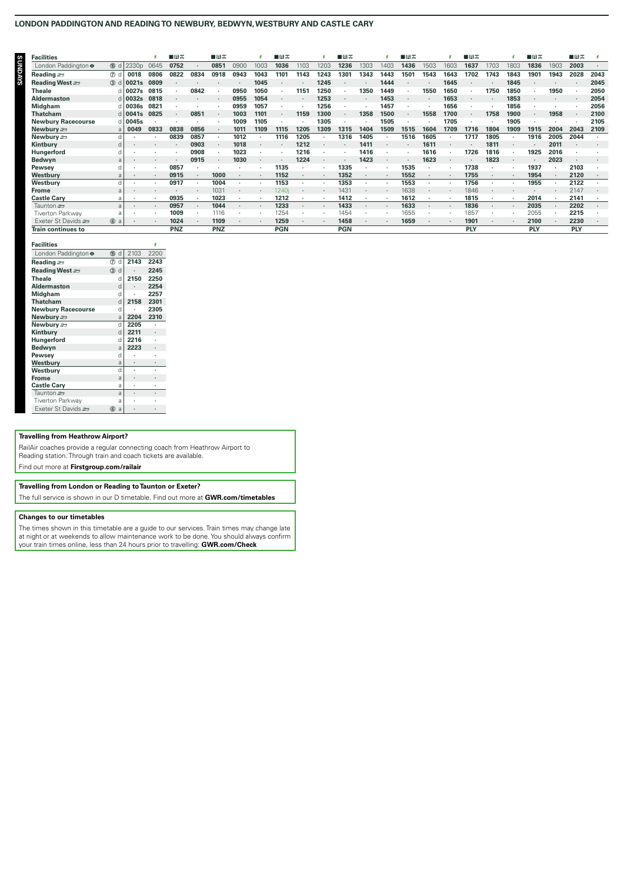## LONDON PADDINGTON AND READING TO NEWBURY, BEDWYN, WESTBURY AND CASTLE CARY

**SUNDAYS**

| Facilities | | | | ϟ | ■ R ☕ | | ■ R ☕ | | ϟ | ■ R ☕ | | ϟ | ■ R ☕ | | ϟ | ■ R ☕ | | ϟ | ■ R ☕ | | ϟ | ■ R ☕ | | ■ R ☕ | ϟ |
|---|---|---|---|---|---|---|---|---|---|---|---|---|---|---|---|---|---|---|---|---|---|---|---|---|---|
| London Paddington ⊖ | ⑮ | d | 2330p | 0645 | 0752 | · | 0851 | 0900 | 1003 | 1036 | 1103 | 1203 | 1236 | 1303 | 1403 | 1436 | 1503 | 1603 | 1637 | 1703 | 1803 | 1836 | 1903 | 2003 | · |
| **Reading** | ⑦ | d | 0018 | 0806 | 0822 | 0834 | 0918 | 0943 | 1043 | 1101 | 1143 | 1243 | 1301 | 1343 | 1443 | 1501 | 1543 | 1643 | 1702 | 1743 | 1843 | 1901 | 1943 | 2028 | 2043 |
| **Reading West** | ③ | d | 0021s | 0809 | · | · | · | · | 1045 | · | · | 1245 | · | · | 1444 | · | · | 1645 | · | · | 1845 | · | · | · | 2045 |
| **Theale** | | d | 0027s | 0815 | · | 0842 | · | 0950 | 1050 | · | 1151 | 1250 | · | 1350 | 1449 | · | 1550 | 1650 | · | 1750 | 1850 | · | 1950 | · | 2050 |
| **Aldermaston** | | d | 0032s | 0818 | · | · | · | 0955 | 1054 | · | · | 1253 | · | · | 1453 | · | · | 1653 | · | · | 1853 | · | · | · | 2054 |
| **Midgham** | | d | 0036s | 0821 | · | · | · | 0959 | 1057 | · | · | 1256 | · | · | 1457 | · | · | 1656 | · | · | 1856 | · | · | · | 2056 |
| **Thatcham** | | d | 0041s | 0825 | · | 0851 | · | 1003 | 1101 | · | 1159 | 1300 | · | 1358 | 1500 | · | 1558 | 1700 | · | 1758 | 1900 | · | 1958 | · | 2100 |
| **Newbury Racecourse** | | d | 0045s | · | · | · | · | 1009 | 1105 | · | · | 1305 | · | · | 1505 | · | · | 1705 | · | · | 1905 | · | · | · | 2105 |
| **Newbury** | | a | 0049 | 0833 | 0838 | 0856 | · | 1011 | 1109 | 1115 | 1205 | 1309 | 1315 | 1404 | 1509 | 1515 | 1604 | 1709 | 1716 | 1804 | 1909 | 1915 | 2004 | 2043 | 2109 |
| **Newbury** | | d | · | · | 0839 | 0857 | · | 1012 | · | 1116 | 1205 | · | 1316 | 1405 | · | 1516 | 1605 | · | 1717 | 1805 | · | 1916 | 2005 | 2044 | · |
| **Kintbury** | | d | · | · | · | 0903 | · | 1018 | · | · | 1212 | · | · | 1411 | · | · | 1611 | · | · | 1811 | · | · | 2011 | · | · |
| **Hungerford** | | d | · | · | · | 0908 | · | 1023 | · | · | 1216 | · | · | 1416 | · | · | 1616 | · | 1726 | 1816 | · | 1925 | 2016 | · | · |
| **Bedwyn** | | a | · | · | · | 0915 | · | 1030 | · | · | 1224 | · | · | 1423 | · | · | 1623 | · | · | 1823 | · | · | 2023 | · | · |
| **Pewsey** | | d | · | · | 0857 | · | · | · | · | 1135 | · | · | 1335 | · | · | 1535 | · | · | 1738 | · | · | 1937 | · | 2103 | · |
| **Westbury** | | a | · | · | 0915 | · | 1000 | · | · | 1152 | · | · | 1352 | · | · | 1552 | · | · | 1755 | · | · | 1954 | · | 2120 | · |
| **Westbury** | | d | · | · | 0917 | · | 1004 | · | · | 1153 | · | · | 1353 | · | · | 1553 | · | · | 1756 | · | · | 1955 | · | 2122 | · |
| **Frome** | | a | · | · | · | · | 1031 | · | · | 1240j | · | · | 1431 | · | · | 1638 | · | · | 1846 | · | · | · | · | 2147 | · |
| **Castle Cary** | | a | · | · | 0935 | · | 1023 | · | · | 1212 | · | · | 1412 | · | · | 1612 | · | · | 1815 | · | · | 2014 | · | 2141 | · |
| Taunton | | a | · | · | 0957 | · | 1044 | · | · | 1233 | · | · | 1433 | · | · | 1633 | · | · | 1836 | · | · | 2035 | · | 2202 | · |
| Tiverton Parkway | | a | · | · | 1009 | · | 1116 | · | · | 1254 | · | · | 1454 | · | · | 1655 | · | · | 1857 | · | · | 2055 | · | 2215 | · |
| Exeter St Davids | ⑥ | a | · | · | 1024 | · | 1109 | · | · | 1259 | · | · | 1458 | · | · | 1659 | · | · | 1901 | · | · | 2100 | · | 2230 | · |
| **Train continues to** | | | | | **PNZ** | | **PNZ** | | | **PGN** | | | **PGN** | | | | | | **PLY** | | | **PLY** | | **PLY** | |

| Facilities | | | | ϟ |
|---|---|---|---|---|
| London Paddington ⊖ | ⑮ | d | 2103 | 2200 |
| **Reading** | ⑦ | d | 2143 | 2243 |
| **Reading West** | ③ | d | · | 2245 |
| **Theale** | | d | 2150 | 2250 |
| **Aldermaston** | | d | · | 2254 |
| **Midgham** | | d | · | 2257 |
| **Thatcham** | | d | 2158 | 2301 |
| **Newbury Racecourse** | | d | · | 2305 |
| **Newbury** | | a | 2204 | 2310 |
| **Newbury** | | d | 2205 | · |
| **Kintbury** | | d | 2211 | · |
| **Hungerford** | | d | 2216 | · |
| **Bedwyn** | | a | 2223 | · |
| **Pewsey** | | d | · | · |
| **Westbury** | | a | · | · |
| **Westbury** | | d | · | · |
| **Frome** | | a | · | · |
| **Castle Cary** | | a | · | · |
| Taunton | | a | · | · |
| Tiverton Parkway | | a | · | · |
| Exeter St Davids | ⑥ | a | · | · |

**Travelling from Heathrow Airport?**

RailAir coaches provide a regular connecting coach from Heathrow Airport to Reading station. Through train and coach tickets are available.

Find out more at **Firstgroup.com/railair**

**Travelling from London or Reading to Taunton or Exeter?**

The full service is shown in our D timetable. Find out more at **GWR.com/timetables**

**Changes to our timetables**

The times shown in this timetable are a guide to our services. Train times may change late at night or at weekends to allow maintenance work to be done. You should always confirm your train times online, less than 24 hours prior to travelling: **GWR.com/Check**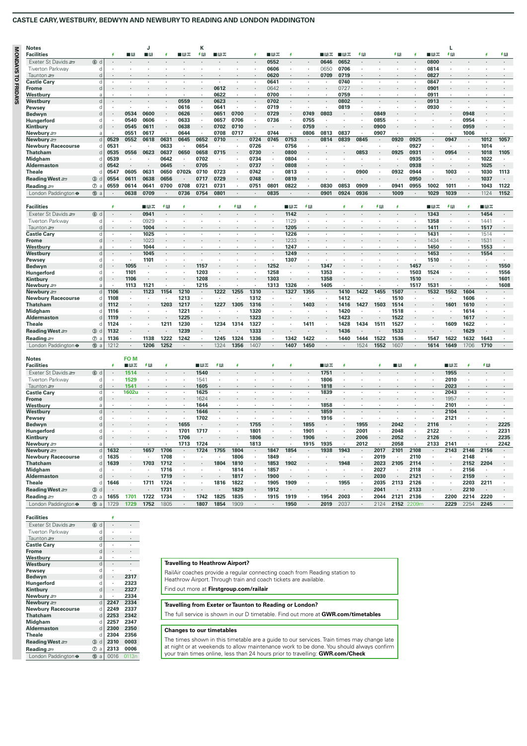## CASTLE CARY, WESTBURY, BEDWYN AND NEWBURY TO READING AND LONDON PADDINGTON

**MONDAYS TO FRIDAYS**

| Notes | | | | J | | | K | | | | | | | | | | | | | | L | | | |
|---|---|---|---|---|---|---|---|---|---|---|---|---|---|---|---|---|---|---|---|---|---|---|---|---|
| **Facilities** | | ⚡ | ■R | ■R | ⚡ | ■R✕ | ⚡R | ■R✕ | | ⚡ | ■R✕ | ⚡ | | ■R✕ | ■R✕ | ⚡R | | ⚡R | ⚡ | ■R✕ | ⚡R | | ⚡ | ⚡R |
| Exeter St Davids | ⑥ d | · | · | · | · | · | · | · | · | · | 0552 | · | · | 0646 | 0652 | · | · | · | · | 0800 | · | · | · | · |
| Tiverton Parkway | d | · | · | · | · | · | · | · | · | · | 0606 | · | · | 0650 | 0706 | · | · | · | · | 0814 | · | · | · | · |
| Taunton | d | · | · | · | · | · | · | · | · | · | 0620 | · | · | 0709 | 0719 | · | · | · | · | 0827 | · | · | · | · |
| **Castle Cary** | d | · | · | · | · | · | · | · | · | · | 0641 | · | · | · | 0740 | · | · | · | · | 0847 | · | · | · | · |
| **Frome** | d | · | · | · | · | · | · | 0612 | · | · | 0642 | · | · | · | 0727 | · | · | · | · | 0901 | · | · | · | · |
| **Westbury** | a | · | · | · | · | · | · | 0622 | · | · | 0700 | · | · | · | 0759 | · | · | · | · | 0911 | · | · | · | · |
| **Westbury** | d | · | · | · | · | 0559 | · | 0623 | · | · | 0702 | · | · | · | 0802 | · | · | · | · | 0913 | · | · | · | · |
| **Pewsey** | d | · | · | · | · | 0616 | · | 0641 | · | · | 0719 | · | · | · | 0819 | · | · | · | · | 0930 | · | · | · | · |
| **Bedwyn** | d | · | 0534 | 0600 | · | 0626 | · | 0651 | 0700 | · | 0729 | · | 0749 | 0803 | · | · | 0849 | · | · | · | · | 0948 | · | · |
| **Hungerford** | d | · | 0540 | 0606 | · | 0633 | · | 0657 | 0706 | · | 0736 | · | 0755 | · | · | · | 0855 | · | · | · | · | 0954 | · | · |
| **Kintbury** | d | · | 0545 | 0611 | · | 0638 | · | 0702 | 0710 | · | · | · | 0759 | · | · | · | 0900 | · | · | · | · | 0959 | · | · |
| **Newbury** | a | · | 0551 | 0617 | · | 0644 | · | 0708 | 0717 | · | 0744 | · | 0806 | 0813 | 0837 | · | 0907 | · | · | · | · | 1006 | · | · |
| **Newbury** | d | 0529 | 0552 | 0618 | 0631 | 0645 | 0652 | 0710 | · | 0724 | 0745 | 0753 | · | 0814 | 0839 | 0845 | · | 0920 | 0925 | · | 0947 | · | 1012 | 1057 |
| **Newbury Racecourse** | d | 0531 | · | · | 0633 | · | 0654 | · | · | 0726 | · | 0756 | · | · | · | · | · | · | 0927 | · | · | · | 1014 | · |
| **Thatcham** | d | 0535 | 0556 | 0623 | 0637 | 0650 | 0658 | 0715 | · | 0730 | · | 0800 | · | · | · | 0853 | · | 0925 | 0931 | · | 0954 | · | 1018 | 1105 |
| **Midgham** | d | 0539 | · | · | 0642 | · | 0702 | · | · | 0734 | · | 0804 | · | · | · | · | · | · | 0935 | · | · | · | 1022 | · |
| **Aldermaston** | d | 0542 | · | · | 0645 | · | 0705 | · | · | 0737 | · | 0808 | · | · | · | · | · | · | 0938 | · | · | · | 1025 | · |
| **Theale** | d | 0547 | 0605 | 0631 | 0650 | 0702k | 0710 | 0723 | · | 0742 | · | 0813 | · | · | · | 0900 | · | 0932 | 0944 | · | 1003 | · | 1030 | 1113 |
| **Reading West** | ③ d | 0554 | 0611 | 0638 | 0656 | · | 0717 | 0729 | · | 0748 | · | 0819 | · | · | · | · | · | · | 0950 | · | · | · | 1037 | · |
| **Reading** | ⑦ a | 0559 | 0614 | 0641 | 0700 | 0708 | 0721 | 0731 | · | 0751 | 0801 | 0822 | · | 0830 | 0853 | 0909 | · | 0941 | 0955 | 1002 | 1011 | · | 1043 | 1122 |
| London Paddington ⊖ | ⑮ a | · | 0638 | 0709 | · | 0736 | 0754 | 0801 | · | · | 0835 | · | · | 0901 | 0924 | 0936 | · | 1009 | · | 1029 | 1039 | · | 1124 | 1152 |

| **Facilities** | | ⚡ | | ■R✕ | ⚡R | ⚡ | | ⚡ | ⚡R | ⚡ | | ■R✕ | ⚡R | | ⚡ | ⚡ | ⚡R | ⚡ | | ■R✕ | ⚡R | ⚡ | ■R✕ | |
|---|---|---|---|---|---|---|---|---|---|---|---|---|---|---|---|---|---|---|---|---|---|---|---|---|
| Exeter St Davids | ⑥ d | · | · | 0941 | · | · | · | · | · | · | · | 1142 | · | · | · | · | · | · | · | 1343 | · | · | 1454 | · |
| Tiverton Parkway | d | · | · | 0929 | · | · | · | · | · | · | · | 1129 | · | · | · | · | · | · | · | 1358 | · | · | 1441 | · |
| Taunton | d | · | · | 1004 | · | · | · | · | · | · | · | 1205 | · | · | · | · | · | · | · | 1411 | · | · | 1517 | · |
| **Castle Cary** | d | · | · | 1025 | · | · | · | · | · | · | · | 1226 | · | · | · | · | · | · | · | 1431 | · | · | 1514 | · |
| **Frome** | d | · | · | 1023 | · | · | · | · | · | · | · | 1233 | · | · | · | · | · | · | · | 1434 | · | · | 1531 | · |
| **Westbury** | a | · | · | 1044 | · | · | · | · | · | · | · | 1247 | · | · | · | · | · | · | · | 1450 | · | · | 1553 | · |
| **Westbury** | d | · | · | 1045 | · | · | · | · | · | · | · | 1249 | · | · | · | · | · | · | · | 1453 | · | · | 1554 | · |
| **Pewsey** | d | · | · | 1101 | · | · | · | · | · | · | · | 1307 | · | · | · | · | · | · | · | 1510 | · | · | · | · |
| **Bedwyn** | d | · | 1055 | · | · | · | 1157 | · | · | · | 1252 | · | · | 1347 | · | · | · | · | 1457 | · | · | · | · | 1550 |
| **Hungerford** | d | · | 1101 | · | · | · | 1203 | · | · | · | 1258 | · | · | 1353 | · | · | · | · | 1503 | 1524 | · | · | · | 1556 |
| **Kintbury** | d | · | 1106 | · | · | · | 1208 | · | · | · | 1303 | · | · | 1358 | · | · | · | · | 1510 | · | · | · | · | 1601 |
| **Newbury** | a | · | 1113 | 1121 | · | · | 1215 | · | · | · | 1313 | 1326 | · | 1405 | · | · | · | · | 1517 | 1531 | · | · | · | 1608 |
| **Newbury** | d | 1106 | · | 1123 | 1154 | 1210 | · | 1222 | 1255 | 1310 | · | 1327 | 1355 | · | 1410 | 1422 | 1455 | 1507 | · | 1532 | 1552 | 1604 | · | · |
| **Newbury Racecourse** | d | 1108 | · | · | · | 1213 | · | · | · | 1312 | · | · | · | · | 1412 | · | · | 1510 | · | · | · | 1606 | · | · |
| **Thatcham** | d | 1112 | · | · | 1203 | 1217 | · | 1227 | 1305 | 1316 | · | · | 1403 | · | 1416 | 1427 | 1503 | 1514 | · | · | 1601 | 1610 | · | · |
| **Midgham** | d | 1116 | · | · | · | 1221 | · | · | · | 1320 | · | · | · | · | 1420 | · | · | 1518 | · | · | · | 1614 | · | · |
| **Aldermaston** | d | 1119 | · | · | · | 1225 | · | · | · | 1323 | · | · | · | · | 1423 | · | · | 1522 | · | · | · | 1617 | · | · |
| **Theale** | d | 1124 | · | · | 1211 | 1230 | · | 1234 | 1314 | 1327 | · | · | 1411 | · | 1428 | 1434 | 1511 | 1527 | · | · | 1609 | 1622 | · | · |
| **Reading West** | ③ d | 1132 | · | · | · | 1239 | · | · | · | 1333 | · | · | · | · | 1436 | · | · | 1533 | · | · | · | 1629 | · | · |
| **Reading** | ⑦ a | 1136 | · | 1138 | 1222 | 1242 | · | 1245 | 1324 | 1336 | · | 1342 | 1422 | · | 1440 | 1444 | 1522 | 1536 | · | 1547 | 1622 | 1632 | 1643 | · |
| London Paddington ⊖ | ⑮ a | 1212 | · | 1206 | 1252 | · | · | 1324 | 1356 | 1407 | · | 1407 | 1450 | · | · | 1524 | 1552 | 1607 | · | 1614 | 1649 | 1706 | 1710 | · |

| Notes | | | FO M | | | | | | | | | | | | | | | | | | | | | |
|---|---|---|---|---|---|---|---|---|---|---|---|---|---|---|---|---|---|---|---|---|---|---|---|---|
| **Facilities** | | ⚡ | ■R✕ | ⚡R | ⚡ | | ■R✕ | ⚡R | ⚡ | | ⚡ | ⚡ | | ■R✕ | ⚡ | | ⚡ | ■R | ⚡ | | ■R✕ | ⚡ | ⚡R | |
| Exeter St Davids | ⑥ d | · | 1514 | · | · | · | 1540 | · | · | · | · | · | · | 1751 | · | · | · | · | · | · | 1955 | · | · | · |
| Tiverton Parkway | d | · | 1529 | · | · | · | 1541 | · | · | · | · | · | · | 1806 | · | · | · | · | · | · | 2010 | · | · | · |
| Taunton | d | · | 1541 | · | · | · | 1605 | · | · | · | · | · | · | 1818 | · | · | · | · | · | · | 2023 | · | · | · |
| **Castle Cary** | d | · | 1602u | · | · | · | 1625 | · | · | · | · | · | · | 1839 | · | · | · | · | · | · | 2043 | · | · | · |
| **Frome** | d | · | · | · | · | · | 1624 | · | · | · | · | · | · | · | · | · | · | · | · | · | 1957 | · | · | · |
| **Westbury** | a | · | · | · | · | · | 1644 | · | · | · | · | · | · | 1858 | · | · | · | · | · | · | 2101 | · | · | · |
| **Westbury** | d | · | · | · | · | · | 1646 | · | · | · | · | · | · | 1859 | · | · | · | · | · | · | 2104 | · | · | · |
| **Pewsey** | d | · | · | · | · | · | 1702 | · | · | · | · | · | · | 1916 | · | · | · | · | · | · | 2121 | · | · | · |
| **Bedwyn** | d | · | · | · | · | 1655 | · | · | · | 1755 | · | · | 1855 | · | · | 1955 | · | 2042 | · | 2116 | · | · | · | 2225 |
| **Hungerford** | d | · | · | · | · | 1701 | 1717 | · | · | 1801 | · | · | 1901 | · | · | 2001 | · | 2048 | · | 2122 | · | · | · | 2231 |
| **Kintbury** | d | · | · | · | · | 1706 | · | · | · | 1806 | · | · | 1906 | · | · | 2006 | · | 2052 | · | 2126 | · | · | · | 2235 |
| **Newbury** | a | · | · | · | · | 1713 | 1724 | · | · | 1813 | · | · | 1915 | 1935 | · | 2012 | · | 2058 | · | 2133 | 2141 | · | · | 2242 |
| **Newbury** | d | 1632 | · | 1657 | 1706 | · | 1724 | 1755 | 1804 | · | 1847 | 1854 | · | 1938 | 1943 | · | 2017 | 2101 | 2108 | · | 2143 | 2146 | 2156 | · |
| **Newbury Racecourse** | d | 1635 | · | · | 1708 | · | · | · | 1806 | · | 1849 | · | · | · | · | · | 2019 | · | 2110 | · | · | 2148 | · | · |
| **Thatcham** | d | 1639 | · | 1703 | 1712 | · | · | 1804 | 1810 | · | 1853 | 1902 | · | · | 1948 | · | 2023 | 2105 | 2114 | · | · | 2152 | 2204 | · |
| **Midgham** | d | · | · | · | 1716 | · | · | · | 1814 | · | 1857 | · | · | · | · | · | 2027 | · | 2118 | · | · | 2156 | · | · |
| **Aldermaston** | d | · | · | · | 1719 | · | · | · | 1817 | · | 1900 | · | · | · | · | · | 2030 | · | 2121 | · | · | 2159 | · | · |
| **Theale** | d | 1646 | · | 1711 | 1724 | · | · | 1816 | 1822 | · | 1905 | 1909 | · | · | 1955 | · | 2035 | 2113 | 2126 | · | · | 2203 | 2211 | · |
| **Reading West** | ③ d | · | · | · | 1731 | · | · | · | 1829 | · | 1912 | · | · | · | · | · | 2041 | · | 2133 | · | · | 2210 | · | · |
| **Reading** | ⑦ a | 1655 | 1701 | 1722 | 1734 | · | 1742 | 1825 | 1835 | · | 1915 | 1919 | · | 1954 | 2003 | · | 2044 | 2121 | 2136 | · | 2200 | 2214 | 2220 | · |
| London Paddington ⊖ | ⑮ a | 1729 | 1729 | 1752 | 1805 | · | 1807 | 1854 | 1909 | · | · | 1950 | · | 2019 | 2037 | · | 2124 | 2152 | 2209m | · | 2229 | 2254 | 2245 | · |

| **Facilities** | | ⚡ | |
|---|---|---|---|
| Exeter St Davids | ⑥ d | · | · |
| Tiverton Parkway | d | · | · |
| Taunton | d | · | · |
| **Castle Cary** | d | · | · |
| **Frome** | d | · | · |
| **Westbury** | a | · | · |
| **Westbury** | d | · | · |
| **Pewsey** | d | · | · |
| **Bedwyn** | d | · | 2317 |
| **Hungerford** | d | · | 2323 |
| **Kintbury** | d | · | 2327 |
| **Newbury** | a | · | 2334 |
| **Newbury** | d | 2247 | 2334 |
| **Newbury Racecourse** | d | 2249 | 2337 |
| **Thatcham** | d | 2253 | 2342 |
| **Midgham** | d | 2257 | 2347 |
| **Aldermaston** | d | 2300 | 2350 |
| **Theale** | d | 2304 | 2356 |
| **Reading West** | ③ d | 2310 | 0003 |
| **Reading** | ⑦ a | 2313 | 0006 |
| London Paddington ⊖ | ⑮ a | 0016 | 0113n |

**Travelling to Heathrow Airport?**

RailAir coaches provide a regular connecting coach from Reading station to Heathrow Airport. Through train and coach tickets are available.

Find out more at **Firstgroup.com/railair**

**Travelling from Exeter or Taunton to Reading or London?**

The full service is shown in our D timetable. Find out more at **GWR.com/timetables**

**Changes to our timetables**

The times shown in this timetable are a guide to our services. Train times may change late at night or at weekends to allow maintenance work to be done. You should always confirm your train times online, less than 24 hours prior to travelling: **GWR.com/Check**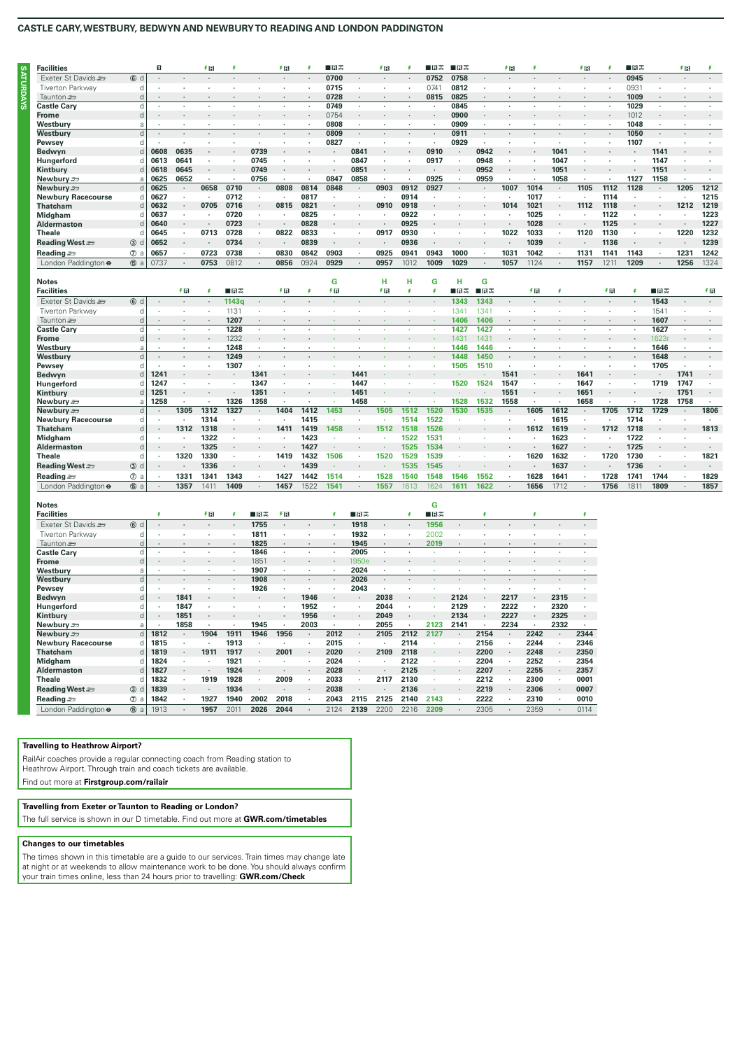## CASTLE CARY, WESTBURY, BEDWYN AND NEWBURY TO READING AND LONDON PADDINGTON

### SATURDAYS

| Facilities | | | 1 | | ⚡R | ⚡ | | ⚡R | ⚡ | ■R☕ | | ⚡R | ⚡ | ■R☕ | ■R☕ | | ⚡R | ⚡ | | ⚡R | ⚡ | ■R☕ | | ⚡R | ⚡ |
|---|---|---|---|---|---|---|---|---|---|---|---|---|---|---|---|---|---|---|---|---|---|---|---|---|---|
| Exeter St Davids | ⑥ | d | · | · | · | · | · | · | · | 0700 | · | · | · | 0752 | 0758 | · | · | · | · | · | · | 0945 | · | · | · |
| Tiverton Parkway | | d | · | · | · | · | · | · | · | 0715 | · | · | · | 0741 | 0812 | · | · | · | · | · | · | 0931 | · | · | · |
| Taunton | | d | · | · | · | · | · | · | · | 0728 | · | · | · | 0815 | 0825 | · | · | · | · | · | · | 1009 | · | · | · |
| Castle Cary | | d | · | · | · | · | · | · | · | 0749 | · | · | · | · | 0845 | · | · | · | · | · | · | 1029 | · | · | · |
| Frome | | d | · | · | · | · | · | · | · | 0754 | · | · | · | · | 0900 | · | · | · | · | · | · | 1012 | · | · | · |
| Westbury | | a | · | · | · | · | · | · | · | 0808 | · | · | · | · | 0909 | · | · | · | · | · | · | 1048 | · | · | · |
| Westbury | | d | · | · | · | · | · | · | · | 0809 | · | · | · | · | 0911 | · | · | · | · | · | · | 1050 | · | · | · |
| Pewsey | | d | · | · | · | · | · | · | · | 0827 | · | · | · | · | 0929 | · | · | · | · | · | · | 1107 | · | · | · |
| Bedwyn | | d | 0608 | 0635 | · | · | 0739 | · | · | · | 0841 | · | · | 0910 | · | 0942 | · | · | 1041 | · | · | · | 1141 | · | · |
| Hungerford | | d | 0613 | 0641 | · | · | 0745 | · | · | · | 0847 | · | · | 0917 | · | 0948 | · | · | 1047 | · | · | · | 1147 | · | · |
| Kintbury | | d | 0618 | 0645 | · | · | 0749 | · | · | · | 0851 | · | · | · | · | 0952 | · | · | 1051 | · | · | · | 1151 | · | · |
| Newbury | | a | 0625 | 0652 | · | · | 0756 | · | · | 0847 | 0858 | · | · | 0925 | · | 0959 | · | · | 1058 | · | · | 1127 | 1158 | · | · |
| Newbury | | d | 0625 | · | 0658 | 0710 | · | 0808 | 0814 | 0848 | · | 0903 | 0912 | 0927 | · | · | 1007 | 1014 | · | 1105 | 1112 | 1128 | · | 1205 | 1212 |
| Newbury Racecourse | | d | 0627 | · | · | 0712 | · | · | 0817 | · | · | · | 0914 | · | · | · | · | 1017 | · | · | 1114 | · | · | · | 1215 |
| Thatcham | | d | 0632 | · | 0705 | 0716 | · | 0815 | 0821 | · | · | 0910 | 0918 | · | · | · | 1014 | 1021 | · | 1112 | 1118 | · | · | 1212 | 1219 |
| Midgham | | d | 0637 | · | · | 0720 | · | · | 0825 | · | · | · | 0922 | · | · | · | · | 1025 | · | · | 1122 | · | · | · | 1223 |
| Aldermaston | | d | 0640 | · | · | 0723 | · | · | 0828 | · | · | · | 0925 | · | · | · | · | 1028 | · | · | 1125 | · | · | · | 1227 |
| Theale | | d | 0645 | · | 0713 | 0728 | · | 0822 | 0833 | · | · | 0917 | 0930 | · | · | · | 1022 | 1033 | · | 1120 | 1130 | · | · | 1220 | 1232 |
| Reading West | ③ | d | 0652 | · | · | 0734 | · | · | 0839 | · | · | · | 0936 | · | · | · | · | 1039 | · | · | 1136 | · | · | · | 1239 |
| Reading | ⑦ | a | 0657 | · | 0723 | 0738 | · | 0830 | 0842 | 0903 | · | 0925 | 0941 | 0943 | 1000 | · | 1031 | 1042 | · | 1131 | 1141 | 1143 | · | 1231 | 1242 |
| London Paddington | ⑮ | a | 0737 | · | 0753 | 0812 | · | 0856 | 0924 | 0929 | · | 0957 | 1012 | 1009 | 1029 | · | 1057 | 1124 | · | 1157 | 1211 | 1209 | · | 1256 | 1324 |

| Notes | | | | | | | | | | G | | H | H | G | H | G | | | | | | | | | |
|---|---|---|---|---|---|---|---|---|---|---|---|---|---|---|---|---|---|---|---|---|---|---|---|---|---|
| **Facilities** | | | | ⚡R | ⚡ | ■R☕ | | ⚡R | ⚡ | ⚡R | | ⚡R | ⚡ | ⚡ | ■R☕ | ■R☕ | | ⚡R | ⚡ | | ⚡R | ⚡ | ■R☕ | | ⚡R |
| Exeter St Davids | ⑥ | d | · | · | · | 1143q | · | · | · | · | · | · | · | · | 1343 | 1343 | · | · | · | · | · | · | 1543 | · | · |
| Tiverton Parkway | | d | · | · | · | 1131 | · | · | · | · | · | · | · | · | 1341 | 1341 | · | · | · | · | · | · | 1541 | · | · |
| Taunton | | d | · | · | · | 1207 | · | · | · | · | · | · | · | · | 1406 | 1406 | · | · | · | · | · | · | 1607 | · | · |
| Castle Cary | | d | · | · | · | 1228 | · | · | · | · | · | · | · | · | 1427 | 1427 | · | · | · | · | · | · | 1627 | · | · |
| Frome | | d | · | · | · | 1232 | · | · | · | · | · | · | · | · | 1431 | 1431 | · | · | · | · | · | · | 1623r | · | · |
| Westbury | | a | · | · | · | 1248 | · | · | · | · | · | · | · | · | 1446 | 1446 | · | · | · | · | · | · | 1646 | · | · |
| Westbury | | d | · | · | · | 1249 | · | · | · | · | · | · | · | · | 1448 | 1450 | · | · | · | · | · | · | 1648 | · | · |
| Pewsey | | d | · | · | · | 1307 | · | · | · | · | · | · | · | · | 1505 | 1510 | · | · | · | · | · | · | 1705 | · | · |
| Bedwyn | | d | 1241 | · | · | · | 1341 | · | · | · | 1441 | · | · | · | · | · | 1541 | · | · | 1641 | · | · | · | 1741 | · |
| Hungerford | | d | 1247 | · | · | · | 1347 | · | · | · | 1447 | · | · | · | 1520 | 1524 | 1547 | · | · | 1647 | · | · | 1719 | 1747 | · |
| Kintbury | | d | 1251 | · | · | · | 1351 | · | · | · | 1451 | · | · | · | · | · | 1551 | · | · | 1651 | · | · | · | 1751 | · |
| Newbury | | a | 1258 | · | · | 1326 | 1358 | · | · | · | 1458 | · | · | · | 1528 | 1532 | 1558 | · | · | 1658 | · | · | 1728 | 1758 | · |
| Newbury | | d | · | 1305 | 1312 | 1327 | · | 1404 | 1412 | 1453 | · | 1505 | 1512 | 1520 | 1530 | 1535 | · | 1605 | 1612 | · | 1705 | 1712 | 1729 | · | 1806 |
| Newbury Racecourse | | d | · | · | 1314 | · | · | · | 1415 | · | · | · | 1514 | 1522 | · | · | · | · | 1615 | · | · | 1714 | · | · | · |
| Thatcham | | d | · | 1312 | 1318 | · | · | 1411 | 1419 | 1458 | · | 1512 | 1518 | 1526 | · | · | · | 1612 | 1619 | · | 1712 | 1718 | · | · | 1813 |
| Midgham | | d | · | · | 1322 | · | · | · | 1423 | · | · | · | 1522 | 1531 | · | · | · | · | 1623 | · | · | 1722 | · | · | · |
| Aldermaston | | d | · | · | 1325 | · | · | · | 1427 | · | · | · | 1525 | 1534 | · | · | · | · | 1627 | · | · | 1725 | · | · | · |
| Theale | | d | · | 1320 | 1330 | · | · | 1419 | 1432 | 1506 | · | 1520 | 1529 | 1539 | · | · | · | 1620 | 1632 | · | 1720 | 1730 | · | · | 1821 |
| Reading West | ③ | d | · | · | 1336 | · | · | · | 1439 | · | · | · | 1535 | 1545 | · | · | · | · | 1637 | · | · | 1736 | · | · | · |
| Reading | ⑦ | a | · | 1331 | 1341 | 1343 | · | 1427 | 1442 | 1514 | · | 1528 | 1540 | 1548 | 1546 | 1552 | · | 1628 | 1641 | · | 1728 | 1741 | 1744 | · | 1829 |
| London Paddington | ⑮ | a | · | 1357 | 1411 | 1409 | · | 1457 | 1522 | 1541 | · | 1557 | 1613 | 1624 | 1611 | 1622 | · | 1656 | 1712 | · | 1756 | 1811 | 1809 | · | 1857 |

| Notes | | | | | | | | | | | | | | G | | | | | | |
|---|---|---|---|---|---|---|---|---|---|---|---|---|---|---|---|---|---|---|---|---|
| **Facilities** | | | ⚡ | | ⚡R | ⚡ | ■R☕ | ⚡R | | ⚡ | ■R☕ | | ⚡ | ■R☕ | | ⚡ | | ⚡ | | ⚡ |
| Exeter St Davids | ⑥ | d | · | · | · | · | 1755 | · | · | · | 1918 | · | · | 1956 | · | · | · | · | · | · |
| Tiverton Parkway | | d | · | · | · | · | 1811 | · | · | · | 1932 | · | · | 2002 | · | · | · | · | · | · |
| Taunton | | d | · | · | · | · | 1825 | · | · | · | 1945 | · | · | 2019 | · | · | · | · | · | · |
| Castle Cary | | d | · | · | · | · | 1846 | · | · | · | 2005 | · | · | · | · | · | · | · | · | · |
| Frome | | d | · | · | · | · | 1851 | · | · | · | 1950e | · | · | · | · | · | · | · | · | · |
| Westbury | | a | · | · | · | · | 1907 | · | · | · | 2024 | · | · | · | · | · | · | · | · | · |
| Westbury | | d | · | · | · | · | 1908 | · | · | · | 2026 | · | · | · | · | · | · | · | · | · |
| Pewsey | | d | · | · | · | · | 1926 | · | · | · | 2043 | · | · | · | · | · | · | · | · | · |
| Bedwyn | | d | · | 1841 | · | · | · | · | 1946 | · | · | 2038 | · | · | 2124 | · | 2217 | · | 2315 | · |
| Hungerford | | d | · | 1847 | · | · | · | · | 1952 | · | · | 2044 | · | · | 2129 | · | 2222 | · | 2320 | · |
| Kintbury | | d | · | 1851 | · | · | · | · | 1956 | · | · | 2049 | · | · | 2134 | · | 2227 | · | 2325 | · |
| Newbury | | a | · | 1858 | · | · | 1945 | · | 2003 | · | · | 2055 | · | 2123 | 2141 | · | 2234 | · | 2332 | · |
| Newbury | | d | 1812 | · | 1904 | 1911 | 1946 | 1956 | · | 2012 | · | 2105 | 2112 | 2127 | · | 2154 | · | 2242 | · | 2344 |
| Newbury Racecourse | | d | 1815 | · | · | 1913 | · | · | · | 2015 | · | · | 2114 | · | · | 2156 | · | 2244 | · | 2346 |
| Thatcham | | d | 1819 | · | 1911 | 1917 | · | 2001 | · | 2020 | · | 2109 | 2118 | · | · | 2200 | · | 2248 | · | 2350 |
| Midgham | | d | 1824 | · | · | 1921 | · | · | · | 2024 | · | · | 2122 | · | · | 2204 | · | 2252 | · | 2354 |
| Aldermaston | | d | 1827 | · | · | 1924 | · | · | · | 2028 | · | · | 2125 | · | · | 2207 | · | 2255 | · | 2357 |
| Theale | | d | 1832 | · | 1919 | 1928 | · | 2009 | · | 2033 | · | 2117 | 2130 | · | · | 2212 | · | 2300 | · | 0001 |
| Reading West | ③ | d | 1839 | · | · | 1934 | · | · | · | 2038 | · | · | 2136 | · | · | 2219 | · | 2306 | · | 0007 |
| Reading | ⑦ | a | 1842 | · | 1927 | 1940 | 2002 | 2018 | · | 2043 | 2115 | 2125 | 2140 | 2143 | · | 2222 | · | 2310 | · | 0010 |
| London Paddington | ⑮ | a | 1913 | · | 1957 | 2011 | 2026 | 2044 | · | 2124 | 2139 | 2200 | 2216 | 2209 | · | 2305 | · | 2359 | · | 0114 |

**Travelling to Heathrow Airport?**

RailAir coaches provide a regular connecting coach from Reading station to Heathrow Airport. Through train and coach tickets are available.

Find out more at **Firstgroup.com/railair**

**Travelling from Exeter or Taunton to Reading or London?**

The full service is shown in our D timetable. Find out more at **GWR.com/timetables**

**Changes to our timetables**

The times shown in this timetable are a guide to our services. Train times may change late at night or at weekends to allow maintenance work to be done. You should always confirm your train times online, less than 24 hours prior to travelling: **GWR.com/Check**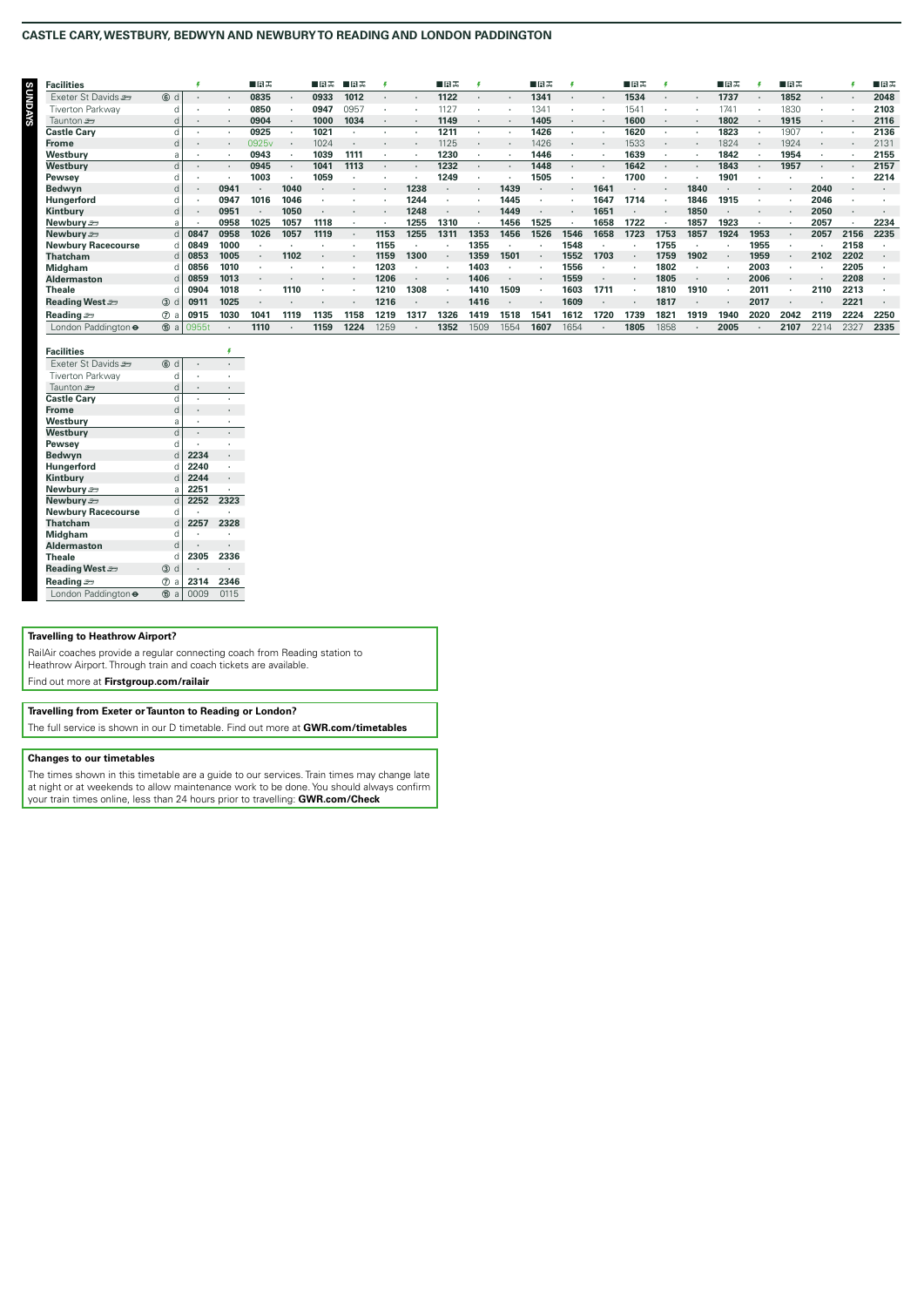## CASTLE CARY, WESTBURY, BEDWYN AND NEWBURY TO READING AND LONDON PADDINGTON

SUNDAYS

| Facilities | | | | | | | | | | | | | | | | | | | | | | | | | | | | |
|---|---|---|---|---|---|---|---|---|---|---|---|---|---|---|---|---|---|---|---|---|---|---|---|---|---|---|---|---|
| Exeter St Davids | ⑥ d | · | · | 0835 | · | 0933 | 1012 | · | · | 1122 | · | · | 1341 | · | · | 1534 | · | · | 1737 | · | 1852 | · | · | 2048 |
| Tiverton Parkway | d | · | · | 0850 | · | 0947 | 0957 | · | · | 1127 | · | · | 1341 | · | · | 1541 | · | · | 1741 | · | 1830 | · | · | 2103 |
| Taunton | d | · | · | 0904 | · | 1000 | 1034 | · | · | 1149 | · | · | 1405 | · | · | 1600 | · | · | 1802 | · | 1915 | · | · | 2116 |
| Castle Cary | d | · | · | 0925 | · | 1021 | · | · | · | 1211 | · | · | 1426 | · | · | 1620 | · | · | 1823 | · | 1907 | · | · | 2136 |
| Frome | d | · | · | 0925v | · | 1024 | · | · | · | 1125 | · | · | 1426 | · | · | 1533 | · | · | 1824 | · | 1924 | · | · | 2131 |
| Westbury | a | · | · | 0943 | · | 1039 | 1111 | · | · | 1230 | · | · | 1446 | · | · | 1639 | · | · | 1842 | · | 1954 | · | · | 2155 |
| Westbury | d | · | · | 0945 | · | 1041 | 1113 | · | · | 1232 | · | · | 1448 | · | · | 1642 | · | · | 1843 | · | 1957 | · | · | 2157 |
| Pewsey | d | · | · | 1003 | · | 1059 | · | · | · | 1249 | · | · | 1505 | · | · | 1700 | · | · | 1901 | · | · | · | · | 2214 |
| Bedwyn | d | · | 0941 | · | 1040 | · | · | · | 1238 | · | · | 1439 | · | · | 1641 | · | · | 1840 | · | · | · | 2040 | · | · |
| Hungerford | d | · | 0947 | 1016 | 1046 | · | · | · | 1244 | · | · | 1445 | · | · | 1647 | 1714 | · | 1846 | 1915 | · | · | 2046 | · | · |
| Kintbury | d | · | 0951 | · | 1050 | · | · | · | 1248 | · | · | 1449 | · | · | 1651 | · | · | 1850 | · | · | · | 2050 | · | · |
| Newbury | a | · | 0958 | 1025 | 1057 | 1118 | · | · | 1255 | 1310 | · | 1456 | 1525 | · | 1658 | 1722 | · | 1857 | 1923 | · | · | 2057 | · | 2234 |
| Newbury | d | 0847 | 0958 | 1026 | 1057 | 1119 | · | 1153 | 1255 | 1311 | 1353 | 1456 | 1526 | 1546 | 1658 | 1723 | 1753 | 1857 | 1924 | 1953 | · | 2057 | 2156 | 2235 |
| Newbury Racecourse | d | 0849 | 1000 | · | · | · | · | 1155 | · | · | 1355 | · | · | 1548 | · | · | 1755 | · | · | 1955 | · | · | 2158 | · |
| Thatcham | d | 0853 | 1005 | · | 1102 | · | · | 1159 | 1300 | · | 1359 | 1501 | · | 1552 | 1703 | · | 1759 | 1902 | · | 1959 | · | 2102 | 2202 | · |
| Midgham | d | 0856 | 1010 | · | · | · | · | 1203 | · | · | 1403 | · | · | 1556 | · | · | 1802 | · | · | 2003 | · | · | 2205 | · |
| Aldermaston | d | 0859 | 1013 | · | · | · | · | 1206 | · | · | 1406 | · | · | 1559 | · | · | 1805 | · | · | 2006 | · | · | 2208 | · |
| Theale | d | 0904 | 1018 | · | 1110 | · | · | 1210 | 1308 | · | 1410 | 1509 | · | 1603 | 1711 | · | 1810 | 1910 | · | 2011 | · | 2110 | 2213 | · |
| Reading West | ③ d | 0911 | 1025 | · | · | · | · | 1216 | · | · | 1416 | · | · | 1609 | · | · | 1817 | · | · | 2017 | · | · | 2221 | · |
| Reading | ⑦ a | 0915 | 1030 | 1041 | 1119 | 1135 | 1158 | 1219 | 1317 | 1326 | 1419 | 1518 | 1541 | 1612 | 1720 | 1739 | 1821 | 1919 | 1940 | 2020 | 2042 | 2119 | 2224 | 2250 |
| London Paddington | ⑮ a | 0955t | · | 1110 | · | 1159 | 1224 | 1259 | · | 1352 | 1509 | 1554 | 1607 | 1654 | · | 1805 | 1858 | · | 2005 | · | 2107 | 2214 | 2327 | 2335 |

| Facilities | | | |
|---|---|---|---|
| Exeter St Davids | ⑥ d | · | · |
| Tiverton Parkway | d | · | · |
| Taunton | d | · | · |
| Castle Cary | d | · | · |
| Frome | d | · | · |
| Westbury | a | · | · |
| Westbury | d | · | · |
| Pewsey | d | · | · |
| Bedwyn | d | 2234 | · |
| Hungerford | d | 2240 | · |
| Kintbury | d | 2244 | · |
| Newbury | a | 2251 | · |
| Newbury | d | 2252 | 2323 |
| Newbury Racecourse | d | · | · |
| Thatcham | d | 2257 | 2328 |
| Midgham | d | · | · |
| Aldermaston | d | · | · |
| Theale | d | 2305 | 2336 |
| Reading West | ③ d | · | · |
| Reading | ⑦ a | 2314 | 2346 |
| London Paddington | ⑮ a | 0009 | 0115 |

**Travelling to Heathrow Airport?**

RailAir coaches provide a regular connecting coach from Reading station to Heathrow Airport. Through train and coach tickets are available.

Find out more at **Firstgroup.com/railair**

**Travelling from Exeter or Taunton to Reading or London?**

The full service is shown in our D timetable. Find out more at **GWR.com/timetables**

**Changes to our timetables**

The times shown in this timetable are a guide to our services. Train times may change late at night or at weekends to allow maintenance work to be done. You should always confirm your train times online, less than 24 hours prior to travelling: **GWR.com/Check**